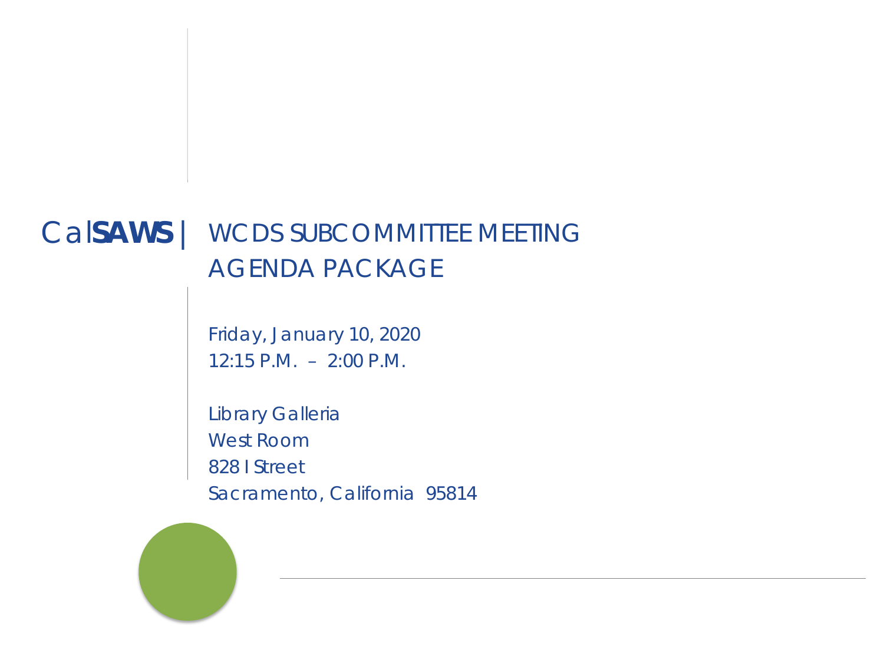# Cal**SAWS** | WCDS SUBCOMMITTEE MEETING AGENDA PACKAGE

Friday, January 10, 2020
12:15 P.M. – 2:00 P.M.

Library Galleria
West Room
828 I Street
Sacramento, California 95814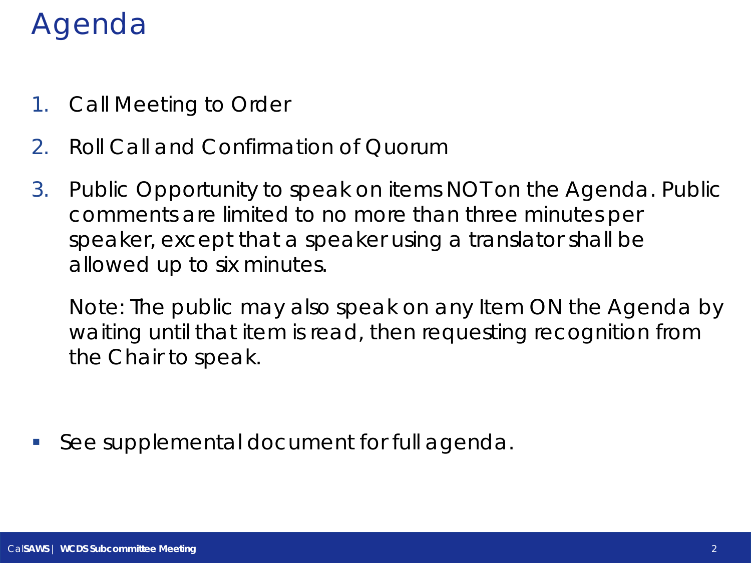# Agenda

1. Call Meeting to Order
2. Roll Call and Confirmation of Quorum
3. Public Opportunity to speak on items NOT on the Agenda. Public comments are limited to no more than three minutes per speaker, except that a speaker using a translator shall be allowed up to six minutes.

   Note: The public may also speak on any Item ON the Agenda by waiting until that item is read, then requesting recognition from the Chair to speak.

- See supplemental document for full agenda.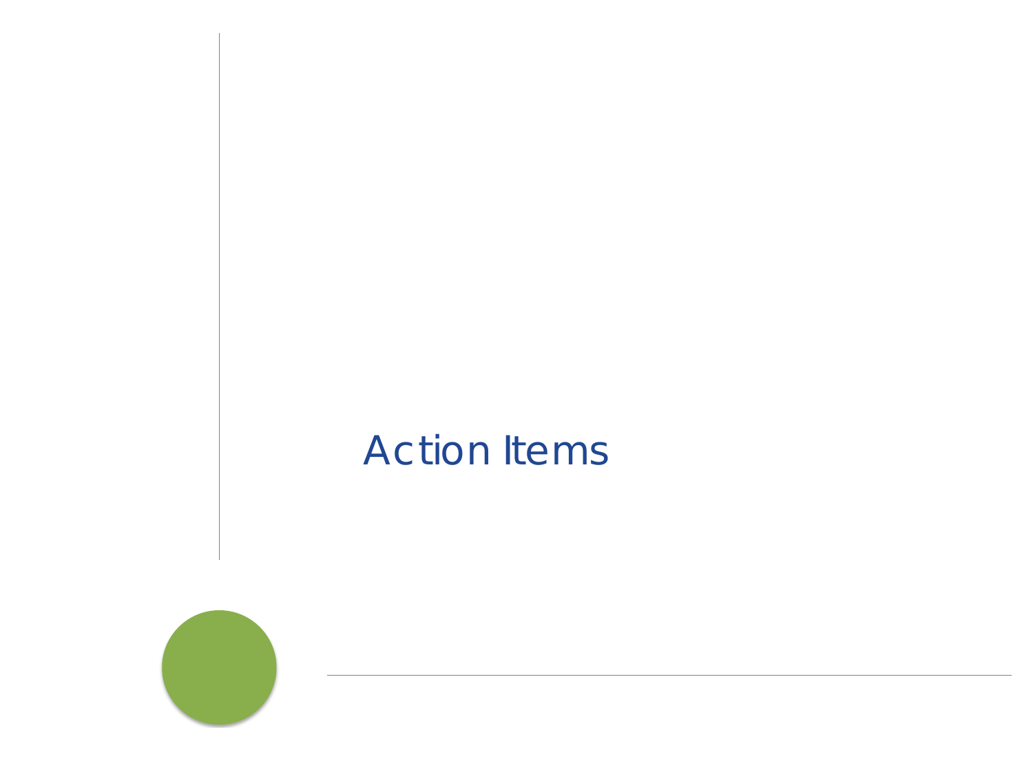# Action Items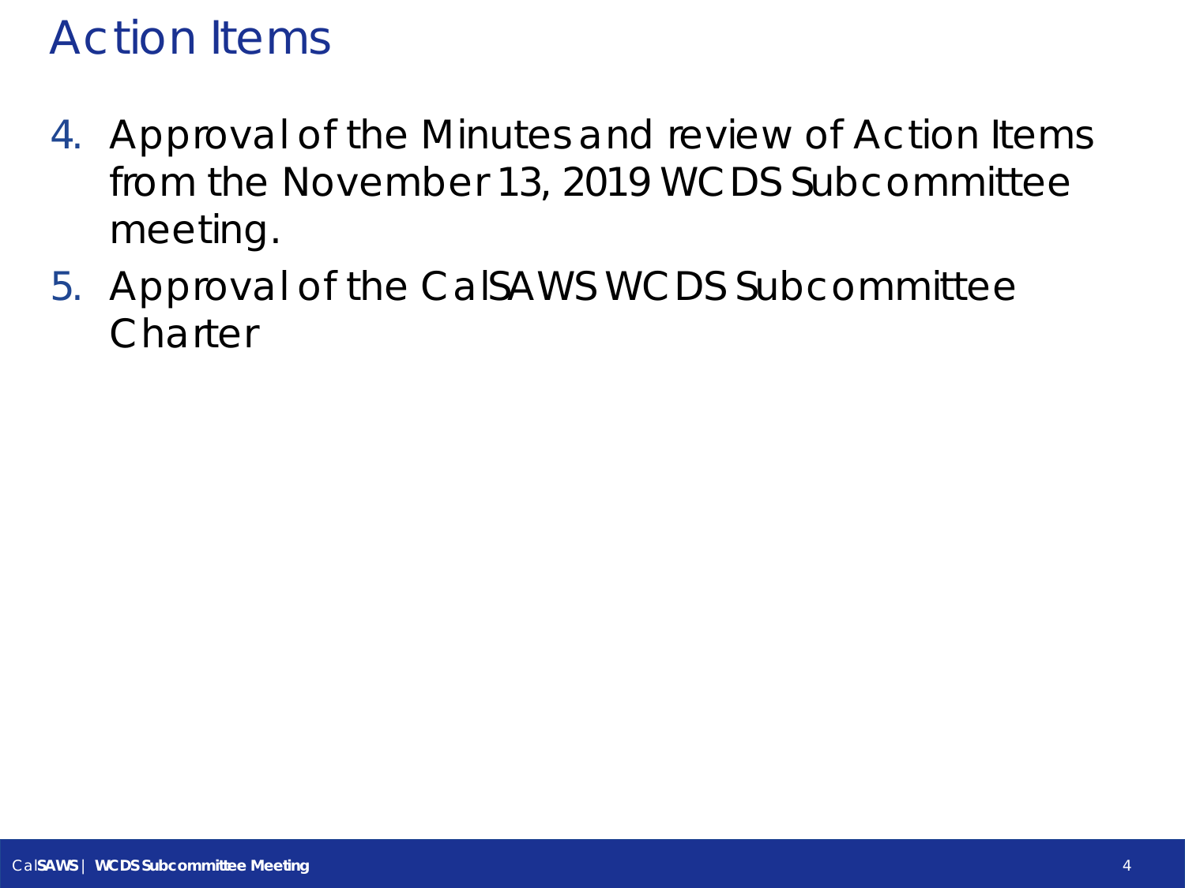# Action Items

4. Approval of the Minutes and review of Action Items from the November 13, 2019 WCDS Subcommittee meeting.
5. Approval of the CalSAWS WCDS Subcommittee Charter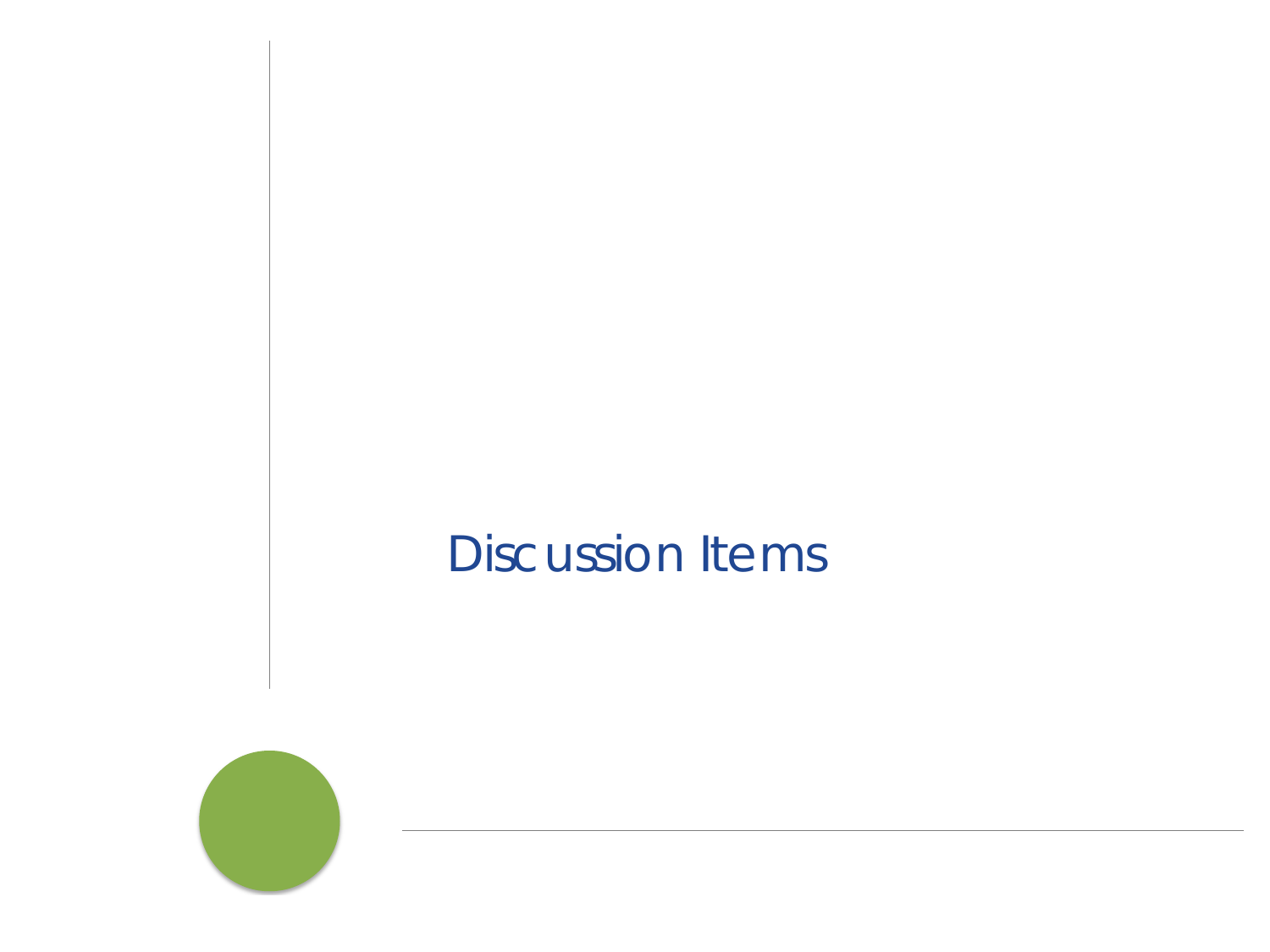# Discussion Items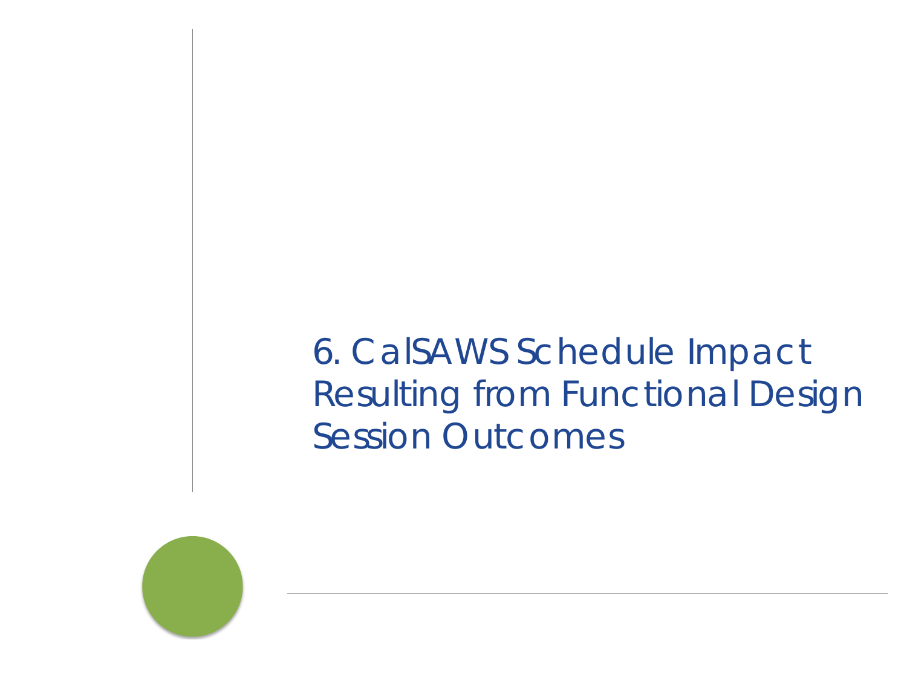# 6. CalSAWS Schedule Impact Resulting from Functional Design Session Outcomes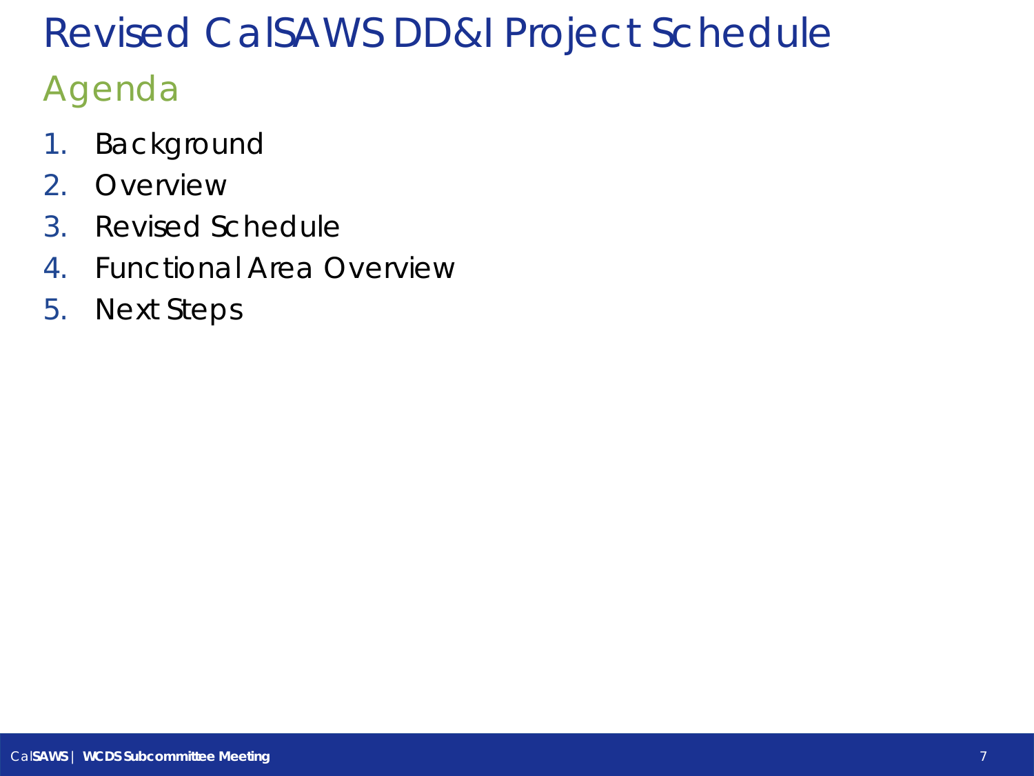# Revised CalSAWS DD&I Project Schedule

## Agenda

1. Background
2. Overview
3. Revised Schedule
4. Functional Area Overview
5. Next Steps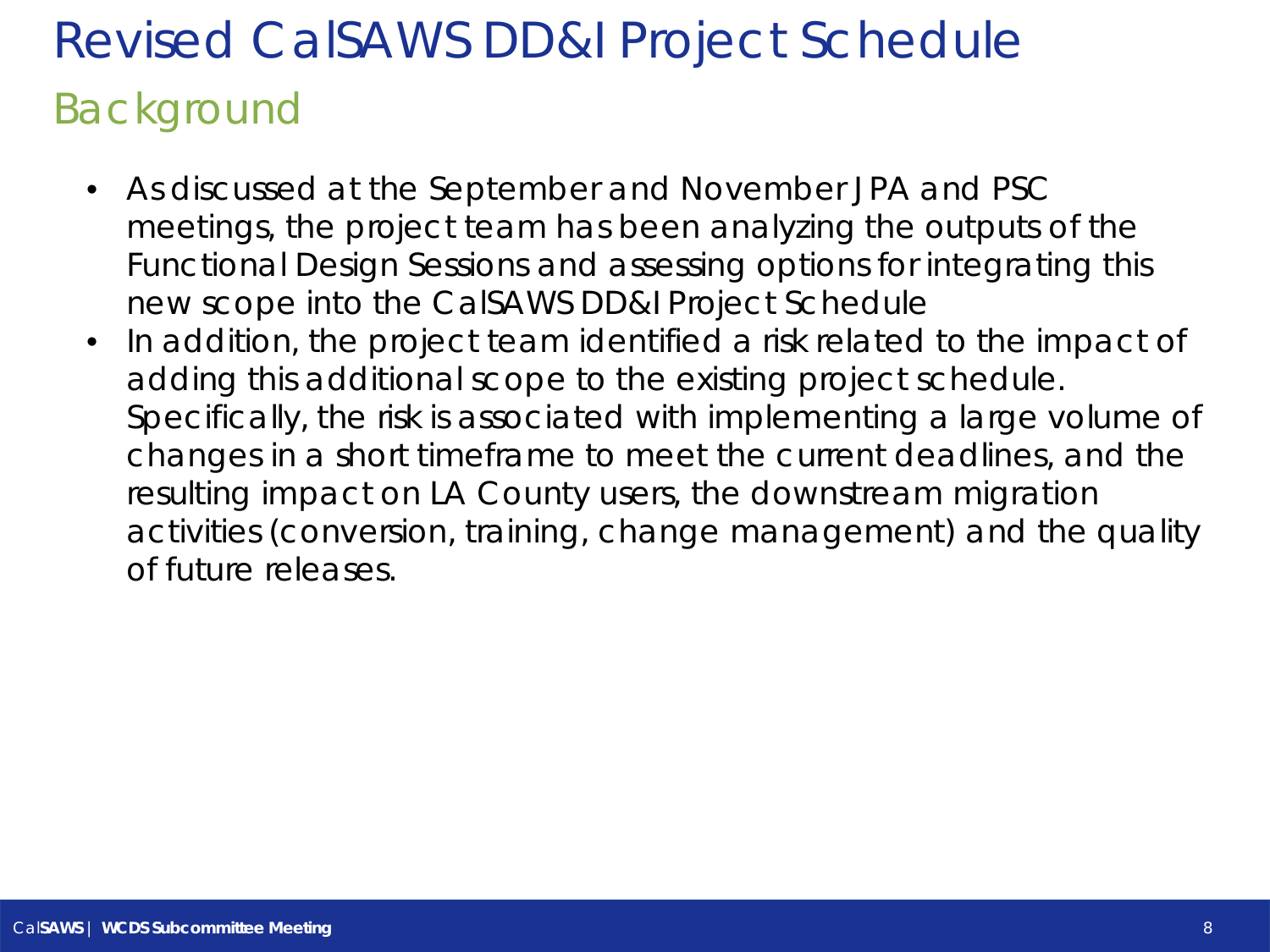# Revised CalSAWS DD&I Project Schedule

## Background

- As discussed at the September and November JPA and PSC meetings, the project team has been analyzing the outputs of the Functional Design Sessions and assessing options for integrating this new scope into the CalSAWS DD&I Project Schedule
- In addition, the project team identified a risk related to the impact of adding this additional scope to the existing project schedule. Specifically, the risk is associated with implementing a large volume of changes in a short timeframe to meet the current deadlines, and the resulting impact on LA County users, the downstream migration activities (conversion, training, change management) and the quality of future releases.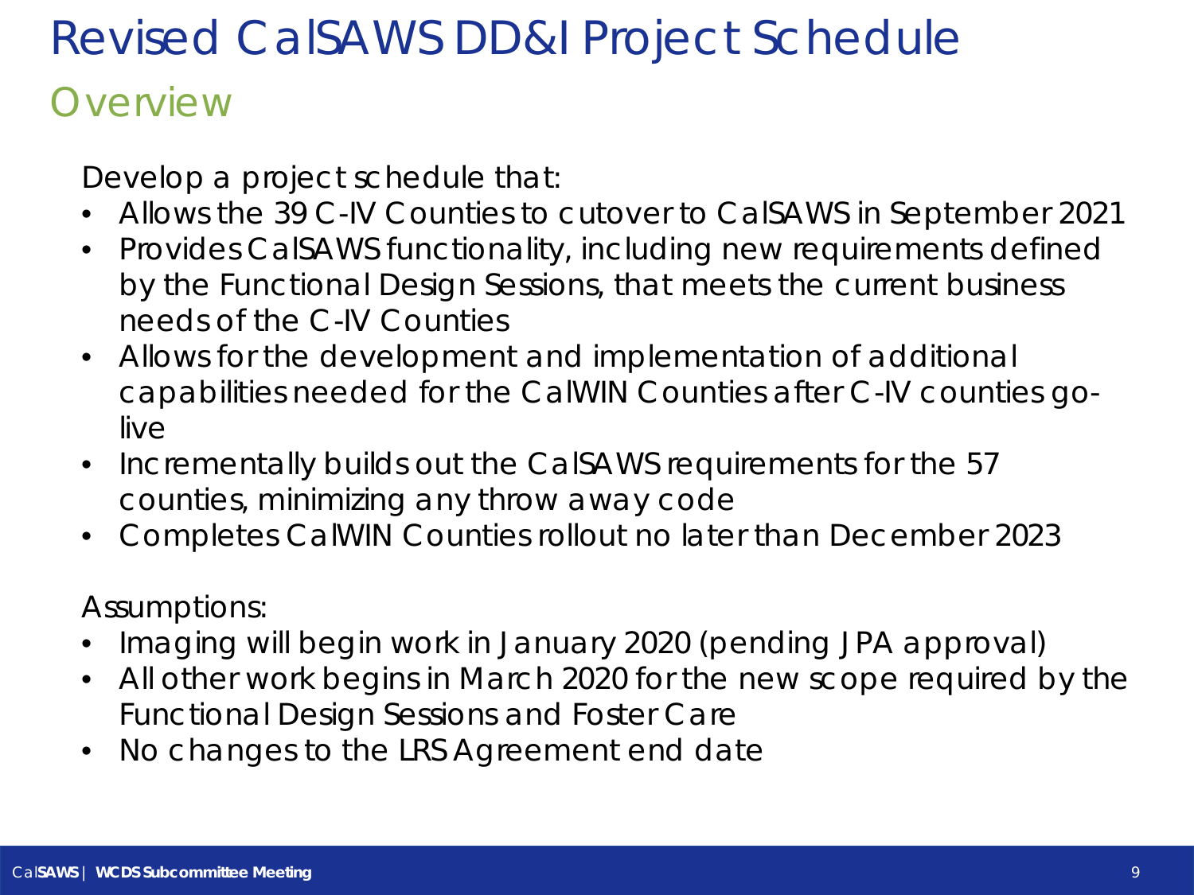# Revised CalSAWS DD&I Project Schedule

## Overview

Develop a project schedule that:

- Allows the 39 C-IV Counties to cutover to CalSAWS in September 2021
- Provides CalSAWS functionality, including new requirements defined by the Functional Design Sessions, that meets the current business needs of the C-IV Counties
- Allows for the development and implementation of additional capabilities needed for the CalWIN Counties after C-IV counties go-live
- Incrementally builds out the CalSAWS requirements for the 57 counties, minimizing any throw away code
- Completes CalWIN Counties rollout no later than December 2023

Assumptions:

- Imaging will begin work in January 2020 (pending JPA approval)
- All other work begins in March 2020 for the new scope required by the Functional Design Sessions and Foster Care
- No changes to the LRS Agreement end date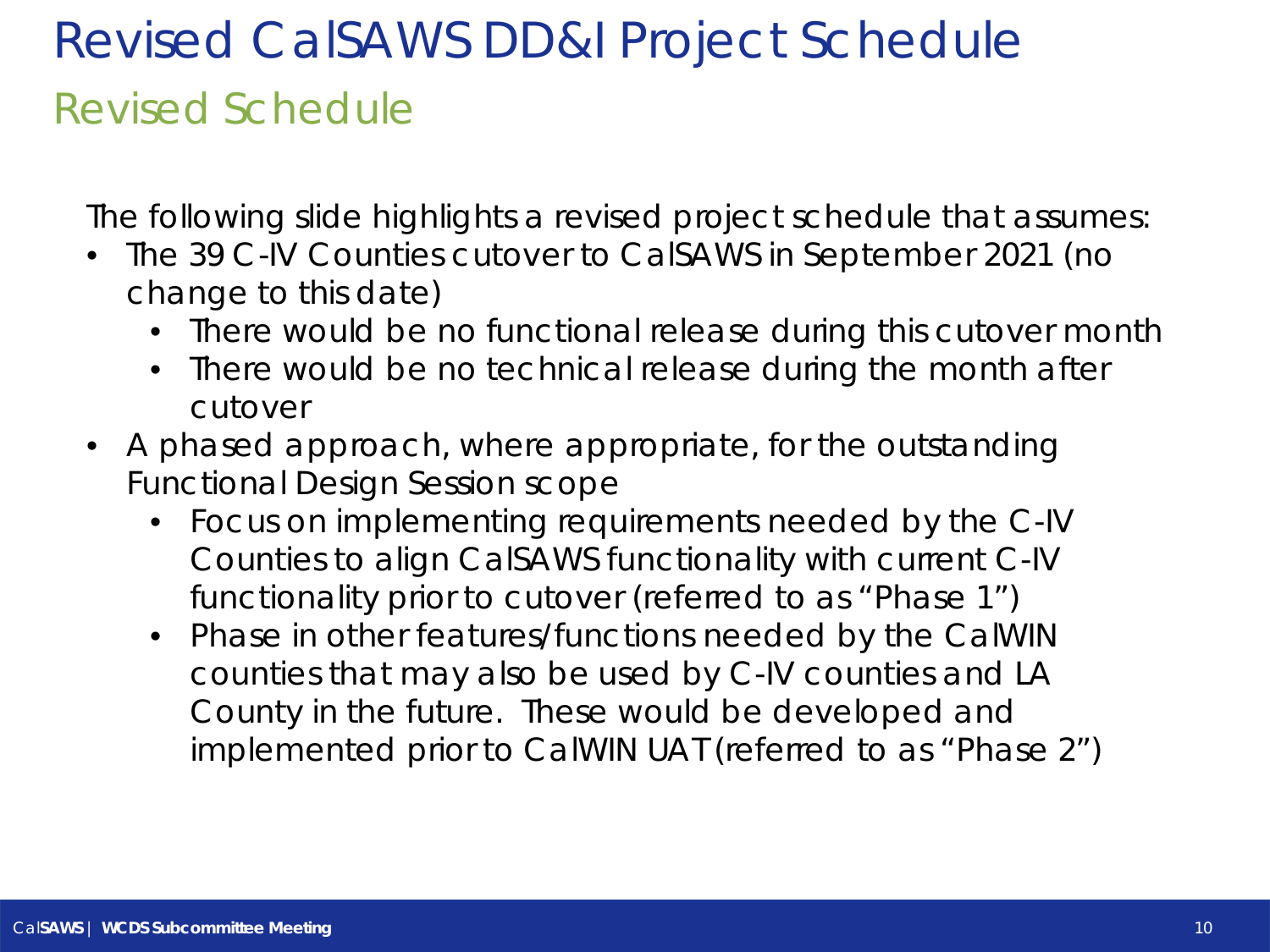# Revised CalSAWS DD&I Project Schedule

## Revised Schedule

The following slide highlights a revised project schedule that assumes:

- The 39 C-IV Counties cutover to CalSAWS in September 2021 (no change to this date)
  - There would be no functional release during this cutover month
  - There would be no technical release during the month after cutover
- A phased approach, where appropriate, for the outstanding Functional Design Session scope
  - Focus on implementing requirements needed by the C-IV Counties to align CalSAWS functionality with current C-IV functionality prior to cutover (referred to as "Phase 1")
  - Phase in other features/functions needed by the CalWIN counties that may also be used by C-IV counties and LA County in the future. These would be developed and implemented prior to CalWIN UAT (referred to as "Phase 2")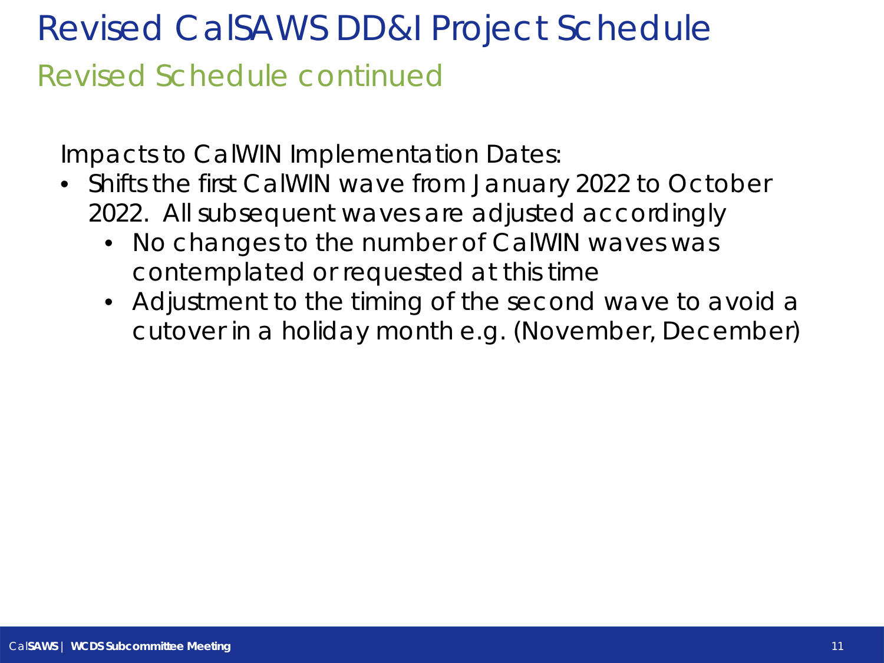# Revised CalSAWS DD&I Project Schedule

## Revised Schedule continued

Impacts to CalWIN Implementation Dates:

- Shifts the first CalWIN wave from January 2022 to October 2022. All subsequent waves are adjusted accordingly
  - No changes to the number of CalWIN waves was contemplated or requested at this time
  - Adjustment to the timing of the second wave to avoid a cutover in a holiday month e.g. (November, December)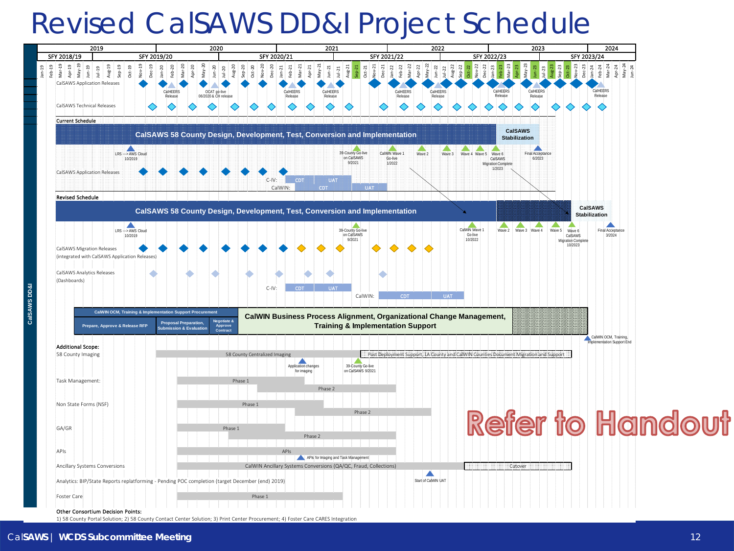# Revised CalSAWS DD&I Project Schedule

CalSAWS DD&I

| 2019 | 2020 | 2021 | 2022 | 2023 | 2024 |
|---|---|---|---|---|---|

| SFY 2018/19 | SFY 2019/20 | SFY 2020/21 | SFY 2021/22 | SFY 2022/23 | SFY 2023/24 |
|---|---|---|---|---|---|

CalSAWS Application Releases — CalHEERS Release; OCAT go-live 06/2020 & CH release; CalHEERS Release; CalHEERS Release; CalHEERS Release; CalHEERS Release; CalHEERS Release; CalHEERS Release; CalHEERS Release

CalSAWS Technical Releases

**Current Schedule**

**CalSAWS 58 County Design, Development, Test, Conversion and Implementation**

**CalSAWS Stabilization**

LRS ---> AWS Cloud 10/2019

39-County Go-live on CalSAWS 9/2021

CalWIN Wave 1 Go-live 1/2022

Wave 2; Wave 3; Wave 4; Wave 5; Wave 6

CalSAWS Migration Complete 1/2023

Final Acceptance 6/2023

CalSAWS Application Releases

C-IV: CDT, UAT

CalWIN: CDT, UAT

**Revised Schedule**

**CalSAWS 58 County Design, Development, Test, Conversion and Implementation**

**CalSAWS Stabilization**

LRS ---> AWS Cloud 10/2019

39-County Go-live on CalSAWS 9/2021

CalWIN Wave 1 Go-live 10/2022

Wave 2; Wave 3; Wave 4; Wave 5; Wave 6

CalSAWS Migration Complete 10/2023

Final Acceptance 3/2024

CalSAWS Migration Releases (integrated with CalSAWS Application Releases)

CalSAWS Analytics Releases (Dashboards)

C-IV: CDT, UAT

CalWIN: CDT, UAT

**CalWIN OCM, Training & Implementation Support Procurement**

**Prepare, Approve & Release RFP** | **Proposal Preparation, Submission & Evaluation** | **Negotiate & Approve Contract**

**CalWIN Business Process Alignment, Organizational Change Management, Training & Implementation Support**

CalWIN OCM, Training, Implementation Support End

**Additional Scope:**

58 County Imaging — 58 County Centralized Imaging; Post Deployment Support, LA County and CalWIN Counties Document Migration and Support

Application changes for imaging

39-County Go-live on CalSAWS 9/2021

Task Management: Phase 1; Phase 2

Non State Forms (NSF): Phase 1; Phase 2

GA/GR: Phase 1; Phase 2

APIs: APIs

APIs for Imaging and Task Management

Ancillary Systems Conversions — CalWIN Ancillary Systems Conversions (QA/QC, Fraud, Collections); Cutover

Start of CalWIN UAT

Analytics: BIP/State Reports replatforming - Pending POC completion (target December (end) 2019)

Foster Care — Phase 1

**Refer to Handout**

**Other Consortium Decision Points:**

1) 58 County Portal Solution; 2) 58 County Contact Center Solution; 3) Print Center Procurement; 4) Foster Care CARES Integration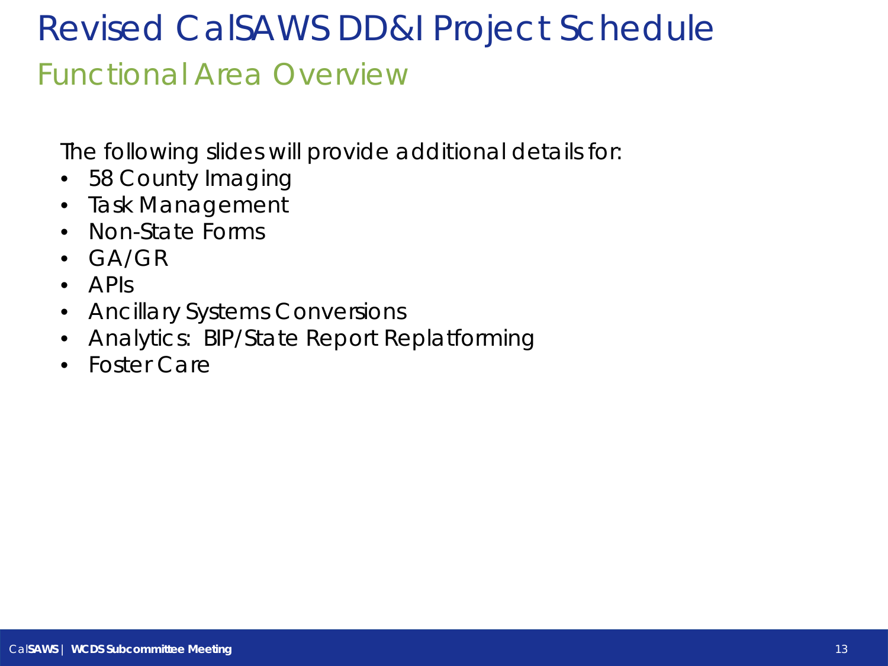# Revised CalSAWS DD&I Project Schedule

## Functional Area Overview

The following slides will provide additional details for:

- 58 County Imaging
- Task Management
- Non-State Forms
- GA/GR
- APIs
- Ancillary Systems Conversions
- Analytics: BIP/State Report Replatforming
- Foster Care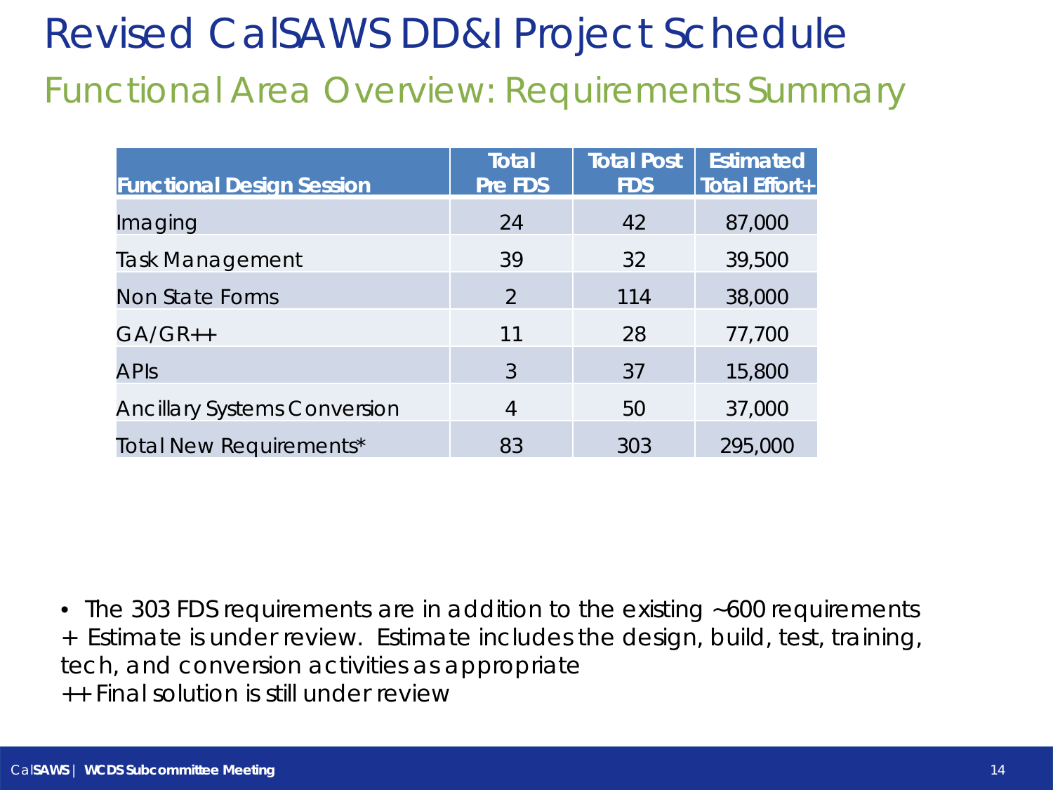# Revised CalSAWS DD&I Project Schedule

## Functional Area Overview: Requirements Summary

| Functional Design Session | Total Pre FDS | Total Post FDS | Estimated Total Effort+ |
|---|---|---|---|
| Imaging | 24 | 42 | 87,000 |
| Task Management | 39 | 32 | 39,500 |
| Non State Forms | 2 | 114 | 38,000 |
| GA/GR++ | 11 | 28 | 77,700 |
| APIs | 3 | 37 | 15,800 |
| Ancillary Systems Conversion | 4 | 50 | 37,000 |
| Total New Requirements* | 83 | 303 | 295,000 |

- The 303 FDS requirements are in addition to the existing ~600 requirements

+ Estimate is under review. Estimate includes the design, build, test, training, tech, and conversion activities as appropriate

++ Final solution is still under review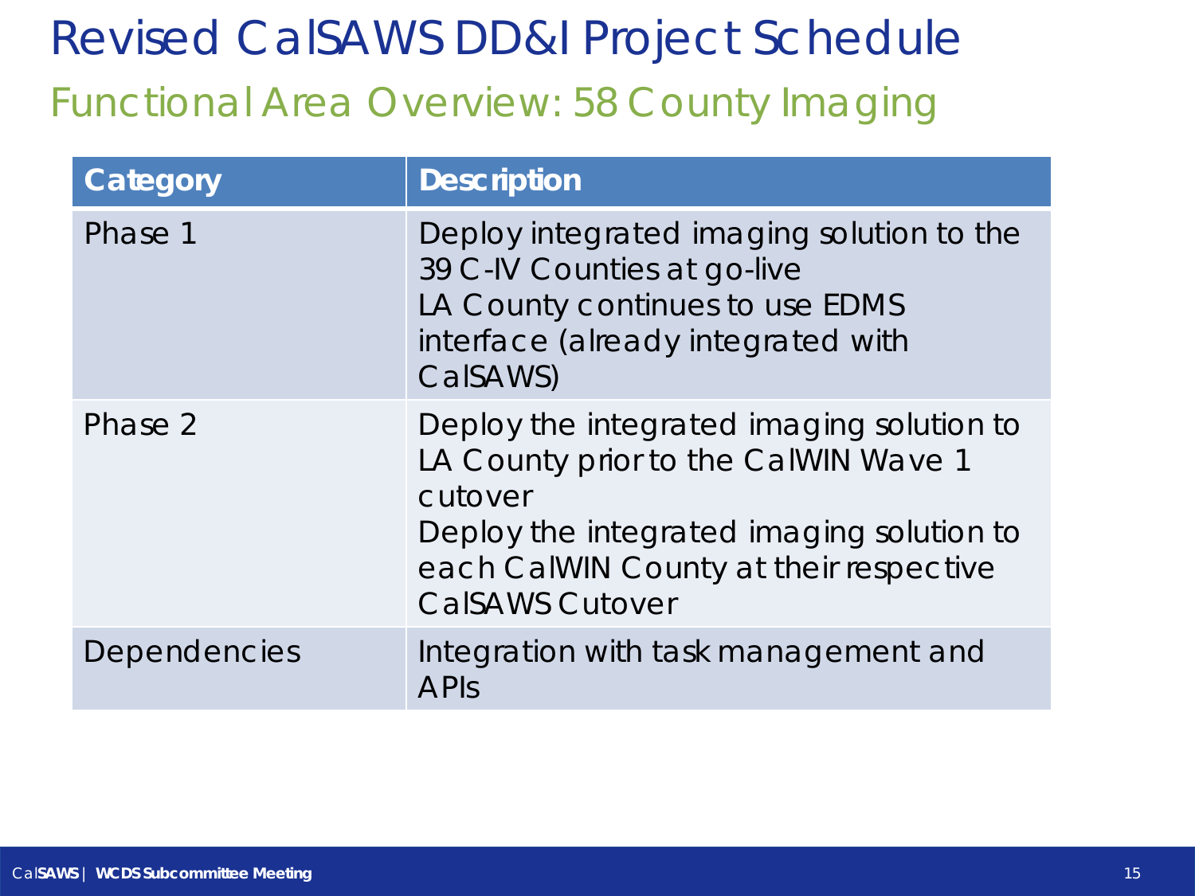# Revised CalSAWS DD&I Project Schedule

## Functional Area Overview: 58 County Imaging

| Category | Description |
| --- | --- |
| Phase 1 | Deploy integrated imaging solution to the 39 C-IV Counties at go-live<br>LA County continues to use EDMS interface (already integrated with CalSAWS) |
| Phase 2 | Deploy the integrated imaging solution to LA County prior to the CalWIN Wave 1 cutover<br>Deploy the integrated imaging solution to each CalWIN County at their respective CalSAWS Cutover |
| Dependencies | Integration with task management and APIs |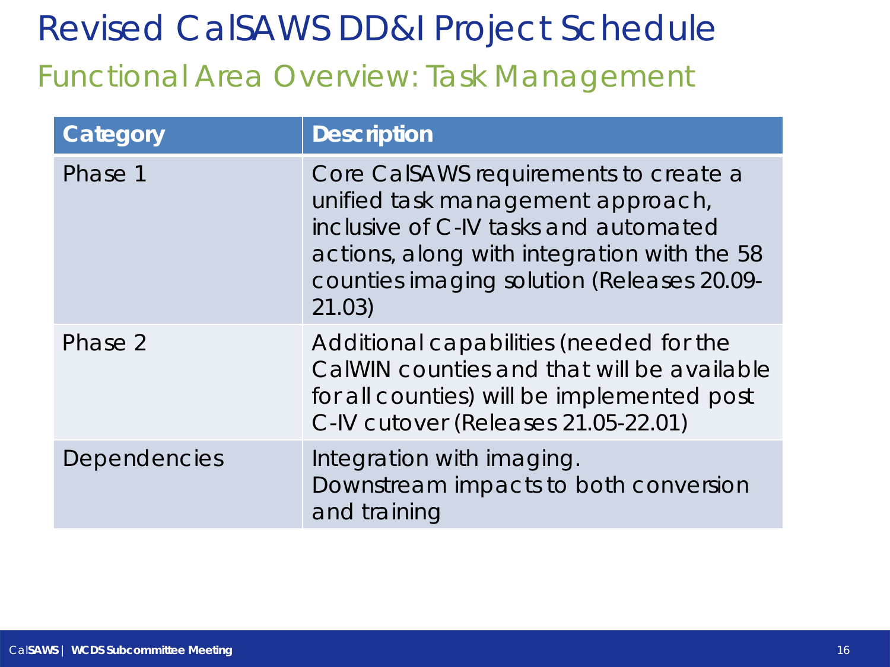# Revised CalSAWS DD&I Project Schedule

## Functional Area Overview: Task Management

| Category | Description |
| --- | --- |
| Phase 1 | Core CalSAWS requirements to create a unified task management approach, inclusive of C-IV tasks and automated actions, along with integration with the 58 counties imaging solution (Releases 20.09-21.03) |
| Phase 2 | Additional capabilities (needed for the CalWIN counties and that will be available for all counties) will be implemented post C-IV cutover (Releases 21.05-22.01) |
| Dependencies | Integration with imaging.<br>Downstream impacts to both conversion and training |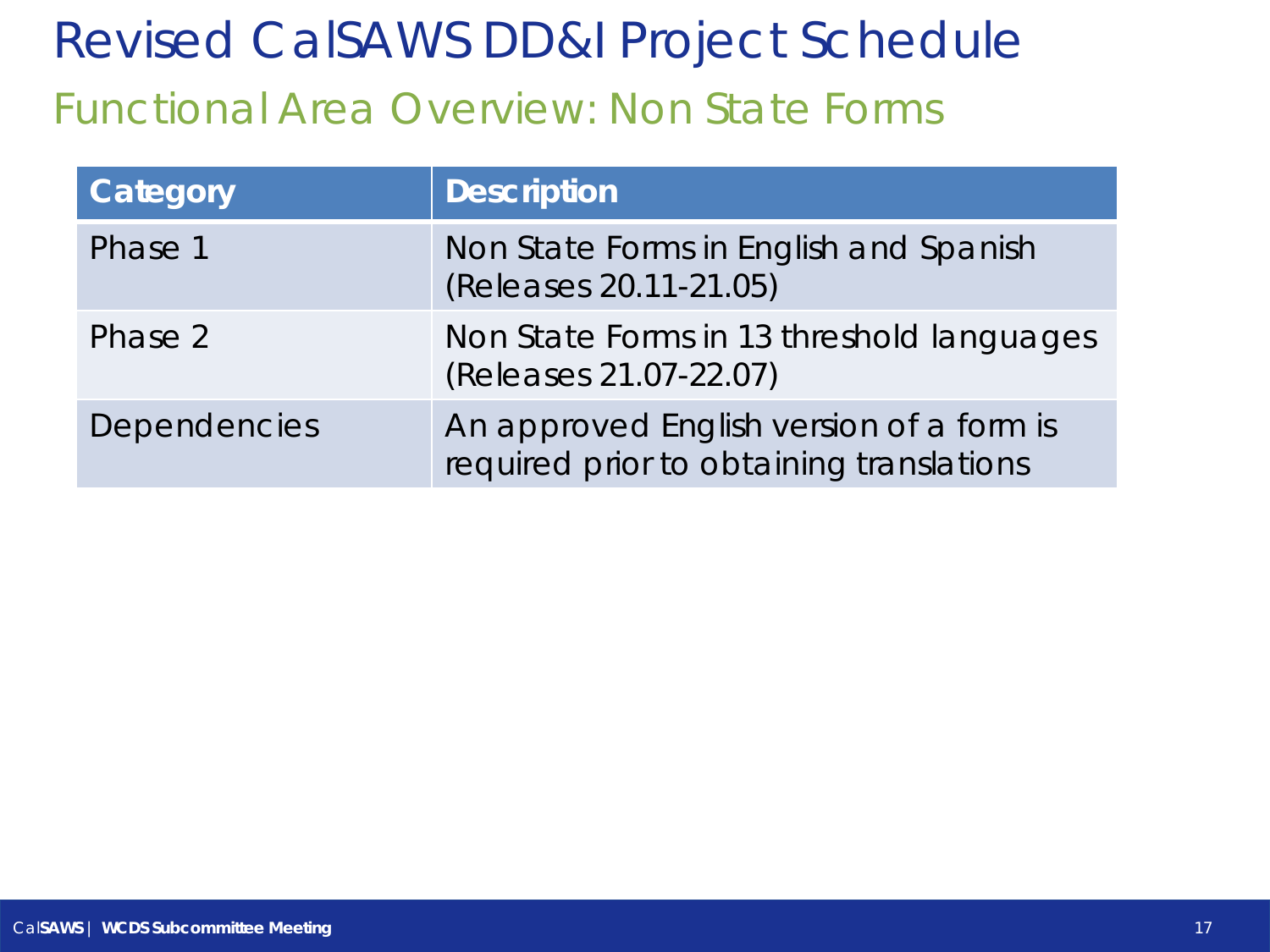# Revised CalSAWS DD&I Project Schedule

## Functional Area Overview: Non State Forms

| Category | Description |
| --- | --- |
| Phase 1 | Non State Forms in English and Spanish (Releases 20.11-21.05) |
| Phase 2 | Non State Forms in 13 threshold languages (Releases 21.07-22.07) |
| Dependencies | An approved English version of a form is required prior to obtaining translations |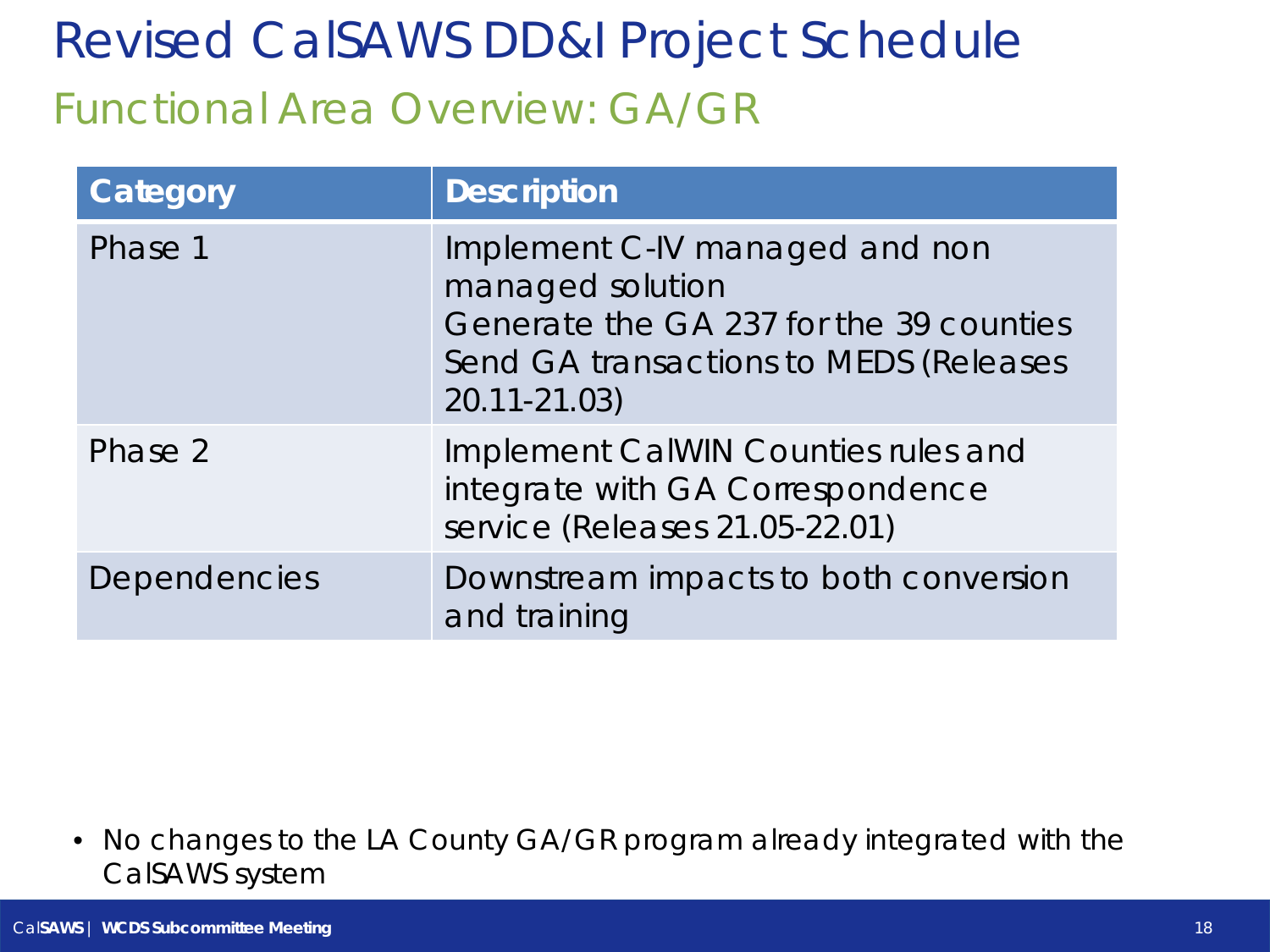# Revised CalSAWS DD&I Project Schedule

## Functional Area Overview: GA/GR

| Category | Description |
| --- | --- |
| Phase 1 | Implement C-IV managed and non managed solution<br>Generate the GA 237 for the 39 counties<br>Send GA transactions to MEDS (Releases 20.11-21.03) |
| Phase 2 | Implement CalWIN Counties rules and integrate with GA Correspondence service (Releases 21.05-22.01) |
| Dependencies | Downstream impacts to both conversion and training |

- No changes to the LA County GA/GR program already integrated with the CalSAWS system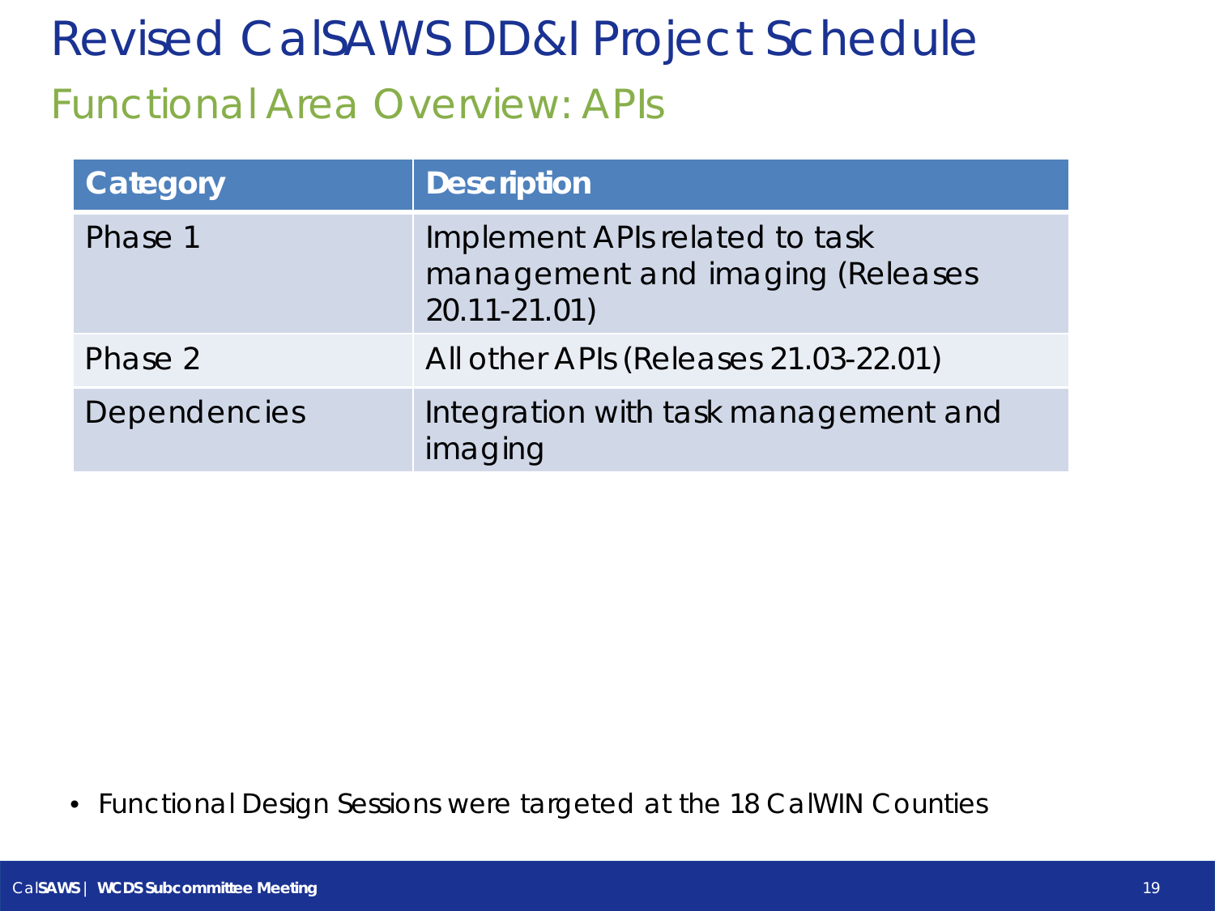# Revised CalSAWS DD&I Project Schedule

## Functional Area Overview: APIs

| Category | Description |
|---|---|
| Phase 1 | Implement APIs related to task management and imaging (Releases 20.11-21.01) |
| Phase 2 | All other APIs (Releases 21.03-22.01) |
| Dependencies | Integration with task management and imaging |

- Functional Design Sessions were targeted at the 18 CalWIN Counties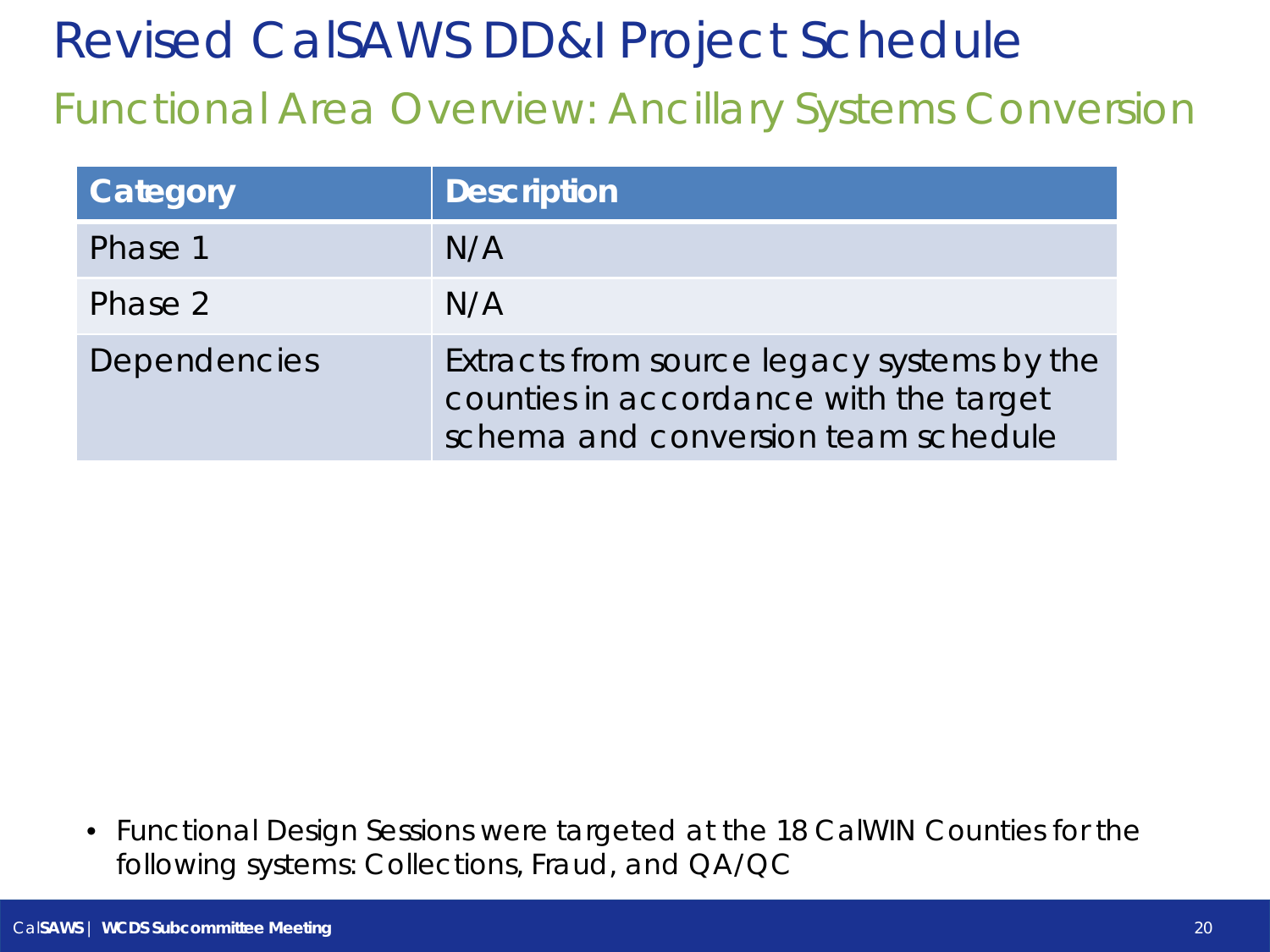# Revised CalSAWS DD&I Project Schedule

## Functional Area Overview: Ancillary Systems Conversion

| Category | Description |
|---|---|
| Phase 1 | N/A |
| Phase 2 | N/A |
| Dependencies | Extracts from source legacy systems by the counties in accordance with the target schema and conversion team schedule |

- Functional Design Sessions were targeted at the 18 CalWIN Counties for the following systems: Collections, Fraud, and QA/QC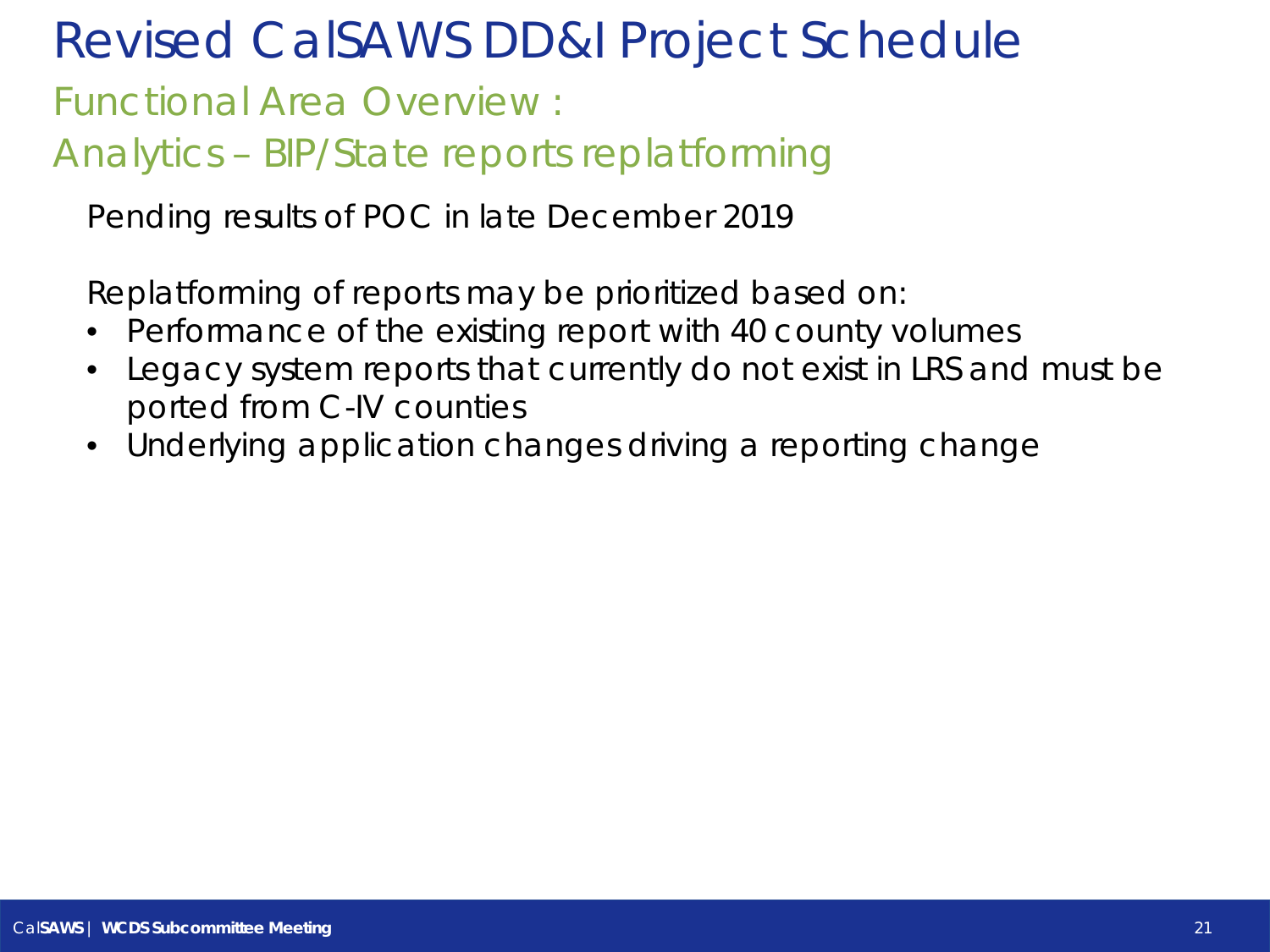# Revised CalSAWS DD&I Project Schedule

## Functional Area Overview :

## Analytics – BIP/State reports replatforming

Pending results of POC in late December 2019

Replatforming of reports may be prioritized based on:

- Performance of the existing report with 40 county volumes
- Legacy system reports that currently do not exist in LRS and must be ported from C-IV counties
- Underlying application changes driving a reporting change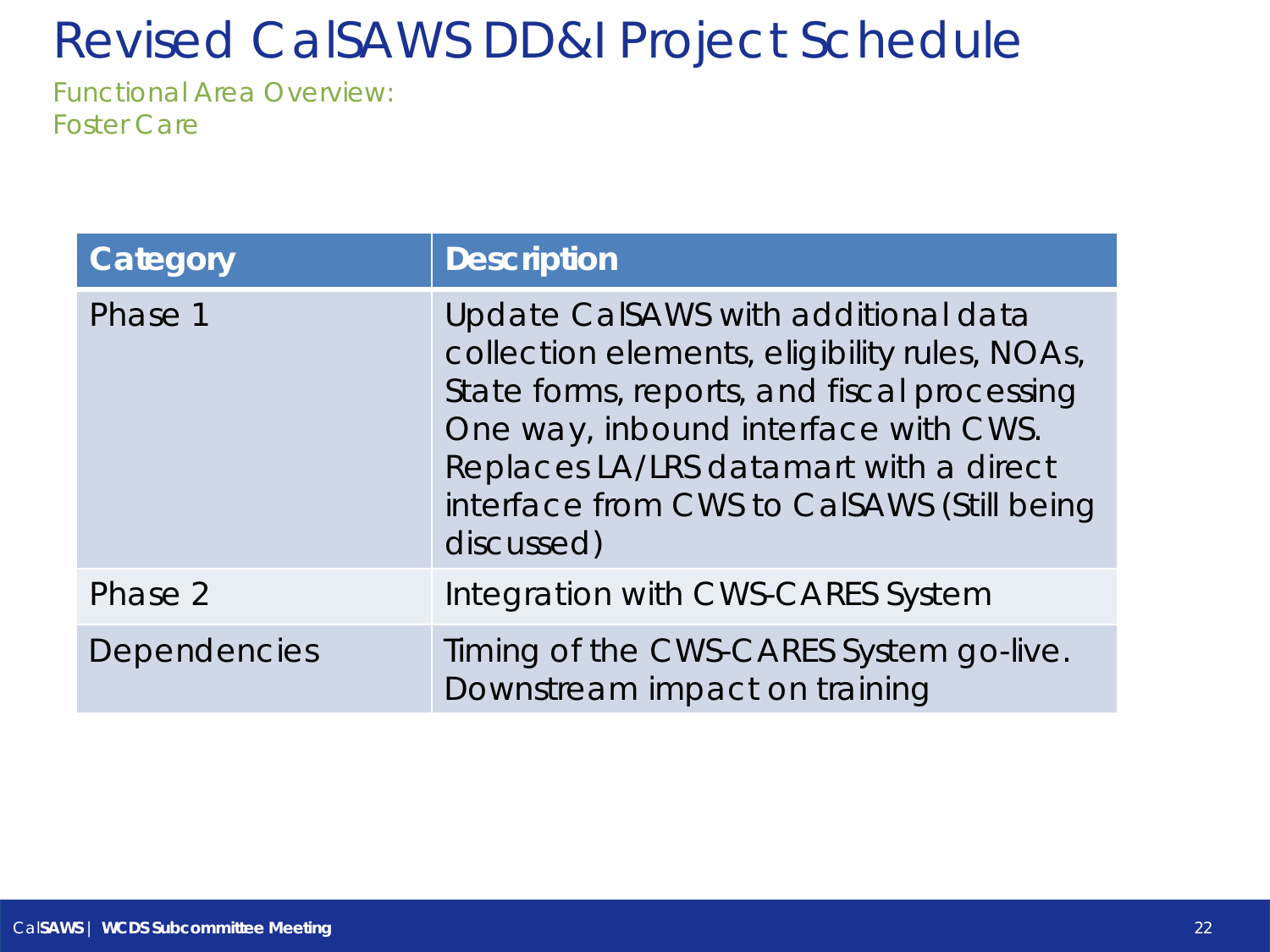# Revised CalSAWS DD&I Project Schedule

Functional Area Overview:
Foster Care

| Category | Description |
|---|---|
| Phase 1 | Update CalSAWS with additional data collection elements, eligibility rules, NOAs, State forms, reports, and fiscal processing One way, inbound interface with CWS. Replaces LA/LRS datamart with a direct interface from CWS to CalSAWS (Still being discussed) |
| Phase 2 | Integration with CWS-CARES System |
| Dependencies | Timing of the CWS-CARES System go-live. Downstream impact on training |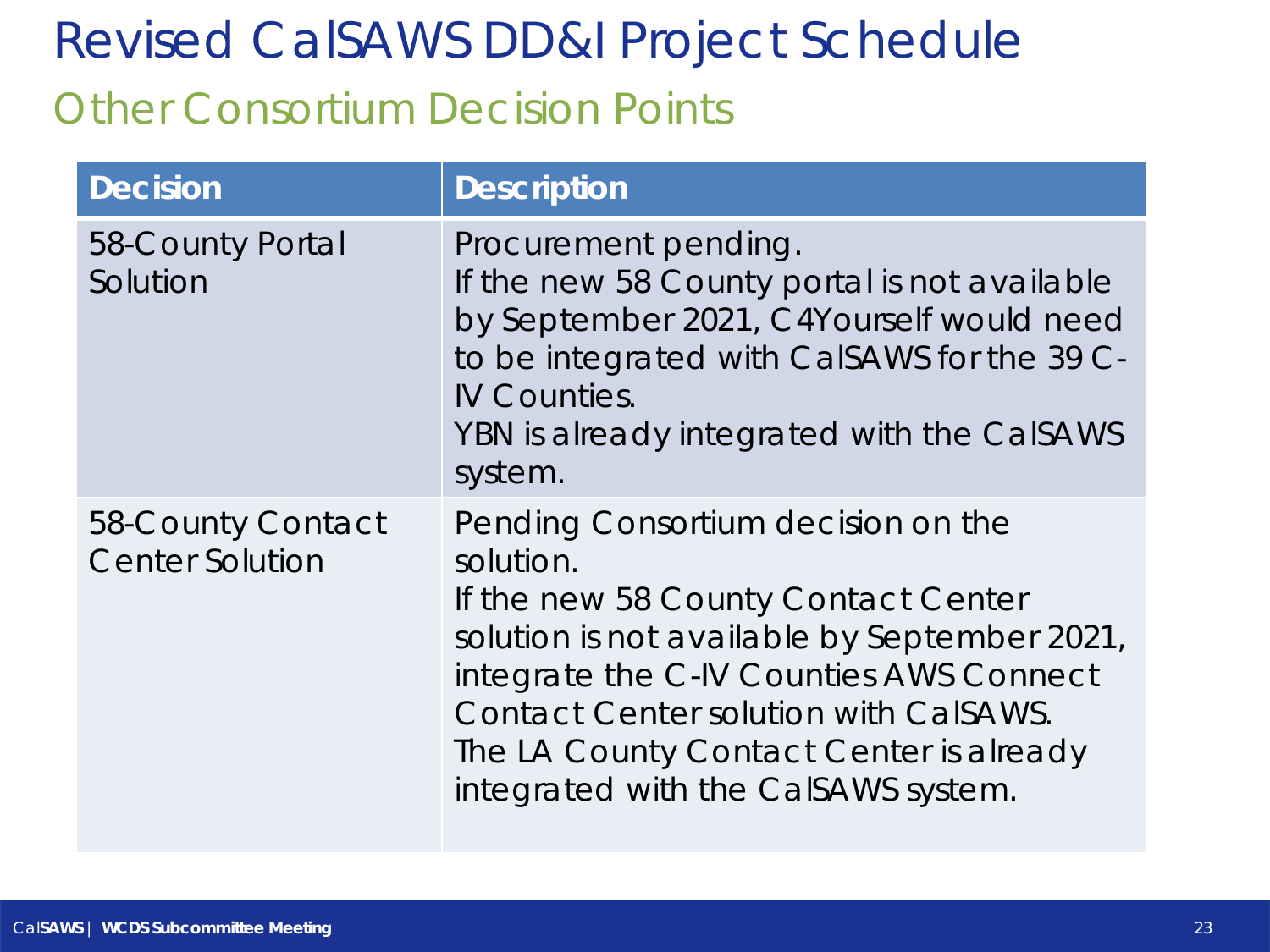# Revised CalSAWS DD&I Project Schedule

## Other Consortium Decision Points

| Decision | Description |
| --- | --- |
| 58-County Portal Solution | Procurement pending.<br>If the new 58 County portal is not available by September 2021, C4Yourself would need to be integrated with CalSAWS for the 39 C-IV Counties.<br>YBN is already integrated with the CalSAWS system. |
| 58-County Contact Center Solution | Pending Consortium decision on the solution.<br>If the new 58 County Contact Center solution is not available by September 2021, integrate the C-IV Counties AWS Connect Contact Center solution with CalSAWS.<br>The LA County Contact Center is already integrated with the CalSAWS system. |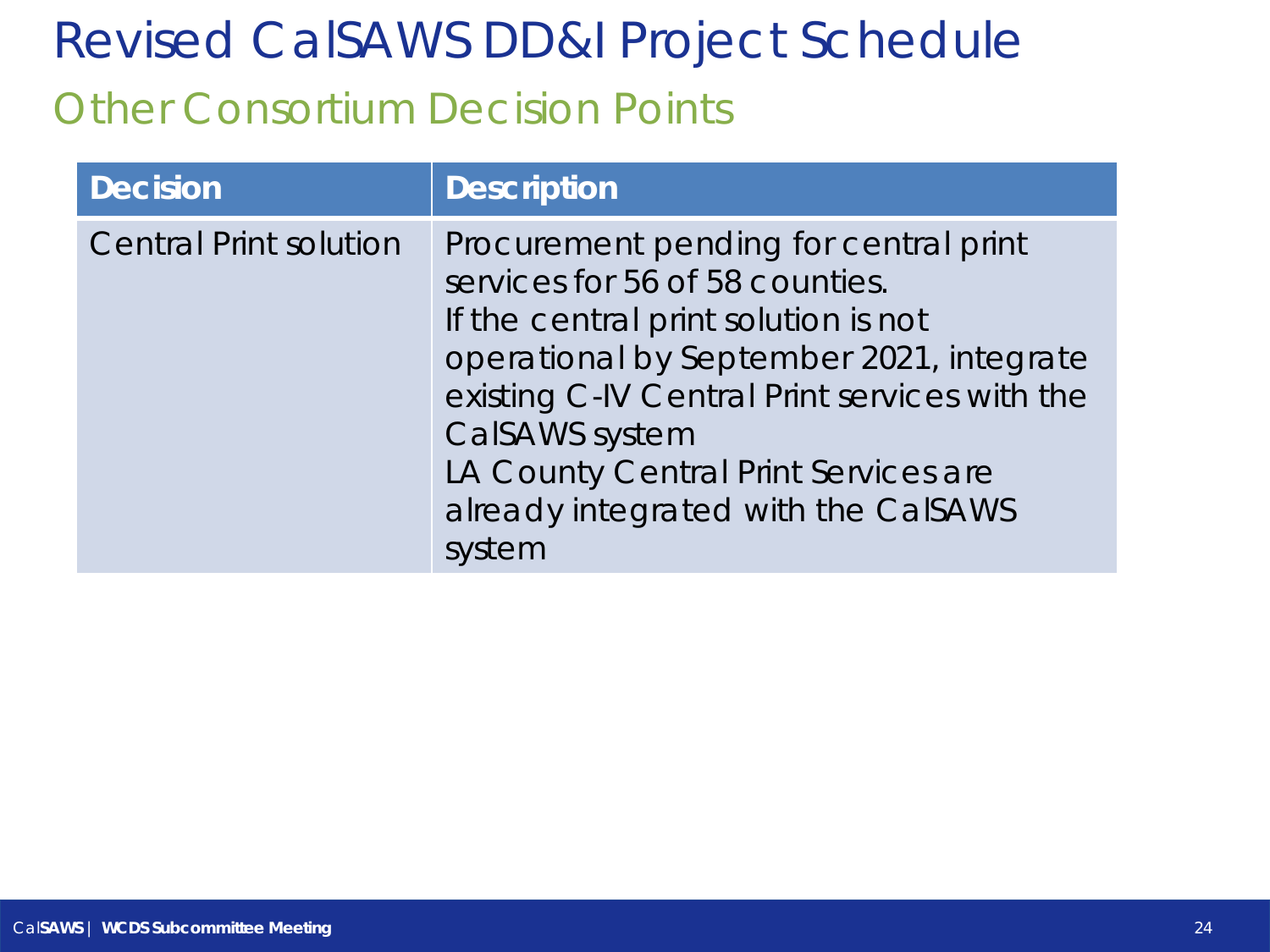# Revised CalSAWS DD&I Project Schedule

## Other Consortium Decision Points

| Decision | Description |
| --- | --- |
| Central Print solution | Procurement pending for central print services for 56 of 58 counties. If the central print solution is not operational by September 2021, integrate existing C-IV Central Print services with the CalSAWS system LA County Central Print Services are already integrated with the CalSAWS system |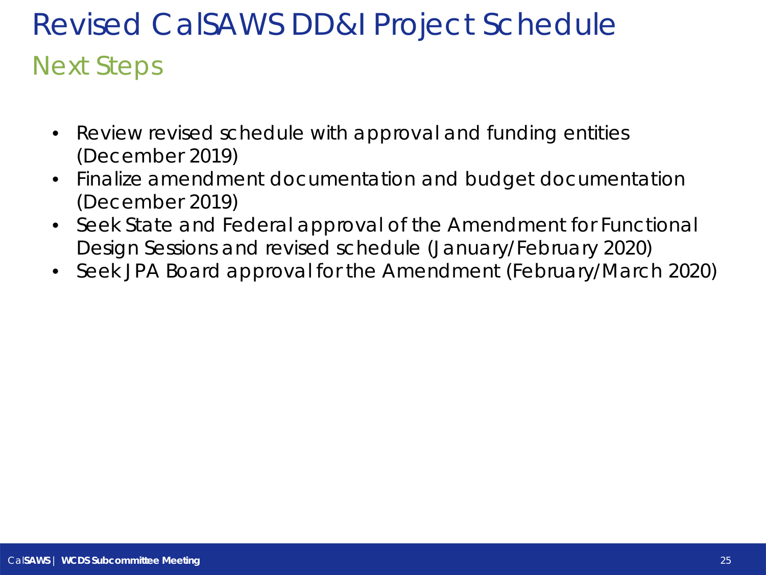# Revised CalSAWS DD&I Project Schedule

## Next Steps

- Review revised schedule with approval and funding entities (December 2019)
- Finalize amendment documentation and budget documentation (December 2019)
- Seek State and Federal approval of the Amendment for Functional Design Sessions and revised schedule (January/February 2020)
- Seek JPA Board approval for the Amendment (February/March 2020)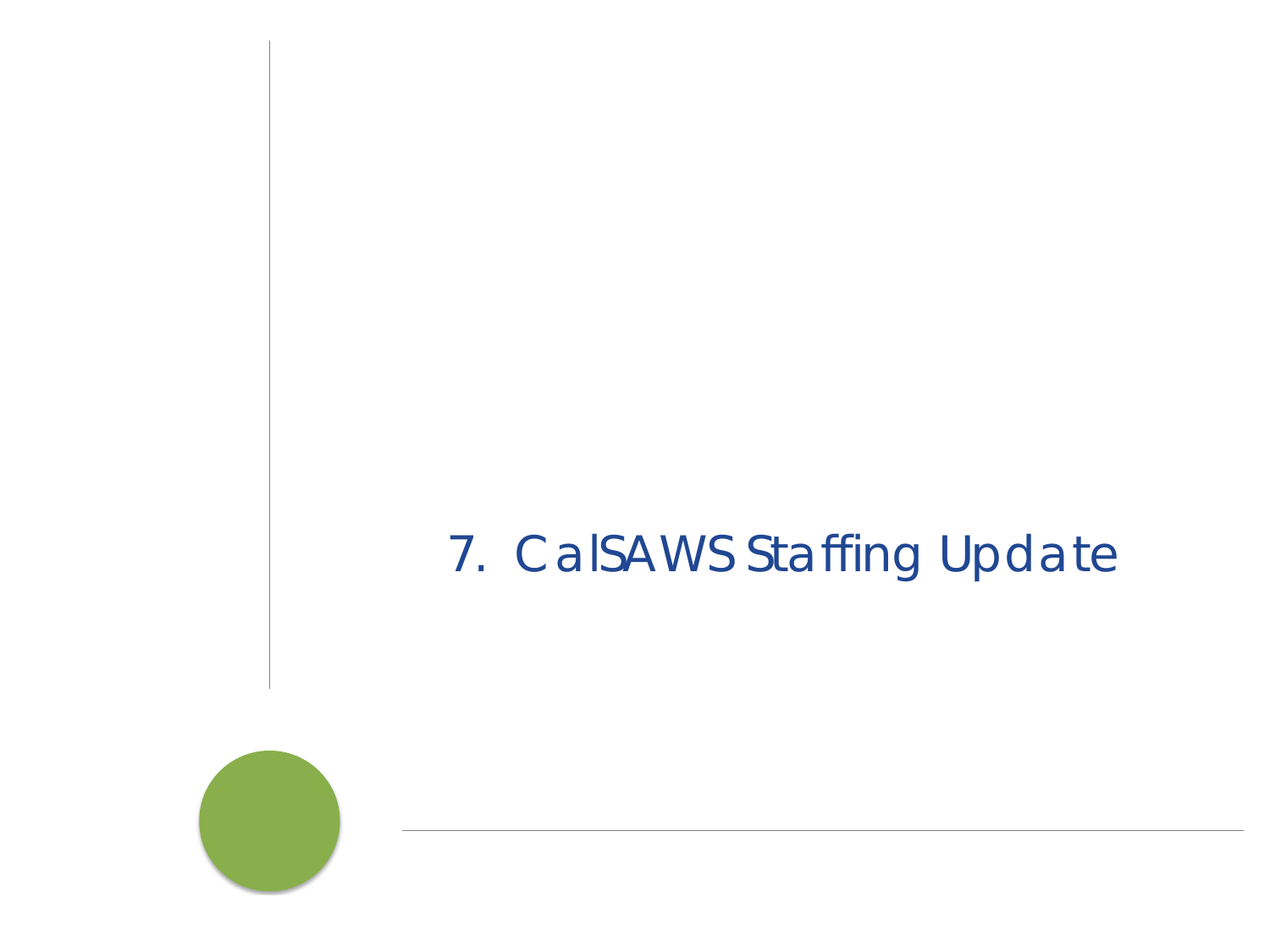# 7. CalSAWS Staffing Update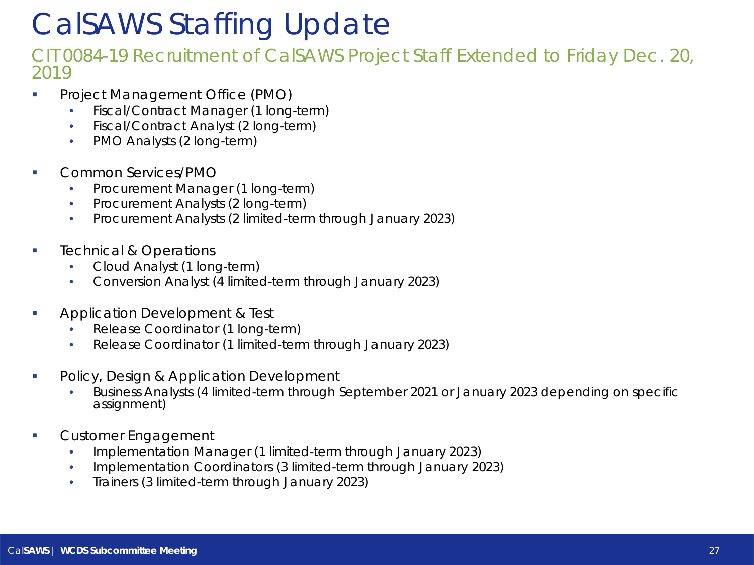# CalSAWS Staffing Update

## CIT 0084-19 Recruitment of CalSAWS Project Staff Extended to Friday Dec. 20, 2019

- Project Management Office (PMO)
  - Fiscal/Contract Manager (1 long-term)
  - Fiscal/Contract Analyst (2 long-term)
  - PMO Analysts (2 long-term)
- Common Services/PMO
  - Procurement Manager (1 long-term)
  - Procurement Analysts (2 long-term)
  - Procurement Analysts (2 limited-term through January 2023)
- Technical & Operations
  - Cloud Analyst (1 long-term)
  - Conversion Analyst (4 limited-term through January 2023)
- Application Development & Test
  - Release Coordinator (1 long-term)
  - Release Coordinator (1 limited-term through January 2023)
- Policy, Design & Application Development
  - Business Analysts (4 limited-term through September 2021 or January 2023 depending on specific assignment)
- Customer Engagement
  - Implementation Manager (1 limited-term through January 2023)
  - Implementation Coordinators (3 limited-term through January 2023)
  - Trainers (3 limited-term through January 2023)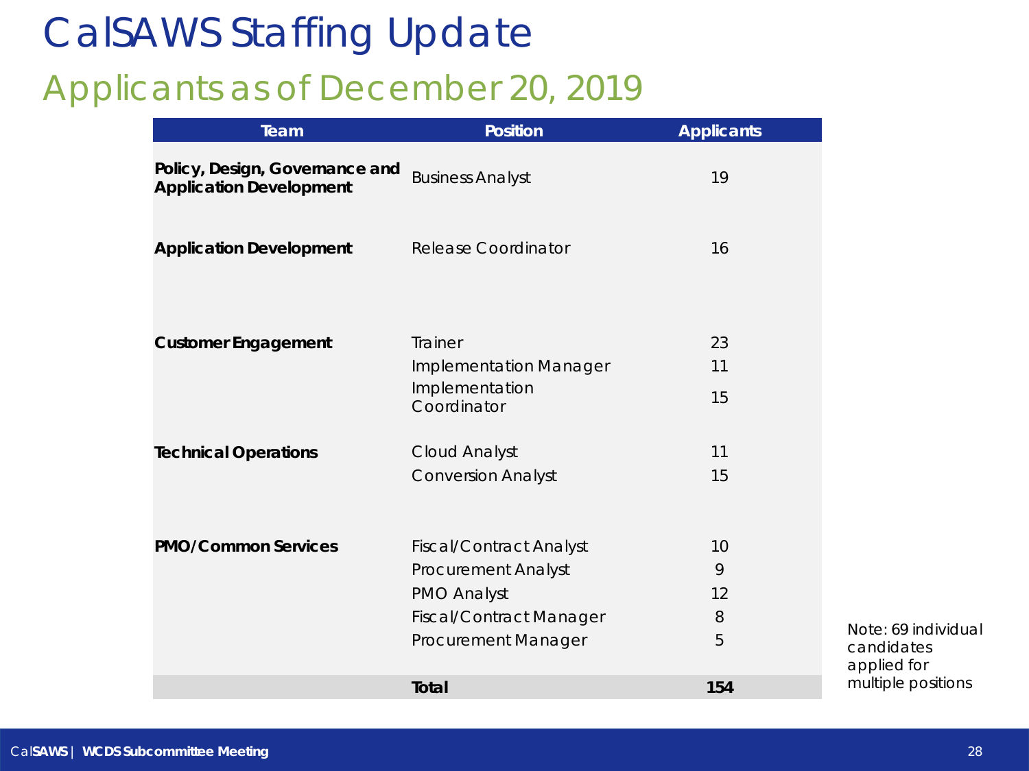# CalSAWS Staffing Update

## Applicants as of December 20, 2019

| Team | Position | Applicants |
|---|---|---|
| **Policy, Design, Governance and Application Development** | Business Analyst | 19 |
| **Application Development** | Release Coordinator | 16 |
| **Customer Engagement** | Trainer | 23 |
| | Implementation Manager | 11 |
| | Implementation Coordinator | 15 |
| **Technical Operations** | Cloud Analyst | 11 |
| | Conversion Analyst | 15 |
| **PMO/Common Services** | Fiscal/Contract Analyst | 10 |
| | Procurement Analyst | 9 |
| | PMO Analyst | 12 |
| | Fiscal/Contract Manager | 8 |
| | Procurement Manager | 5 |
| | **Total** | **154** |

Note: 69 individual candidates applied for multiple positions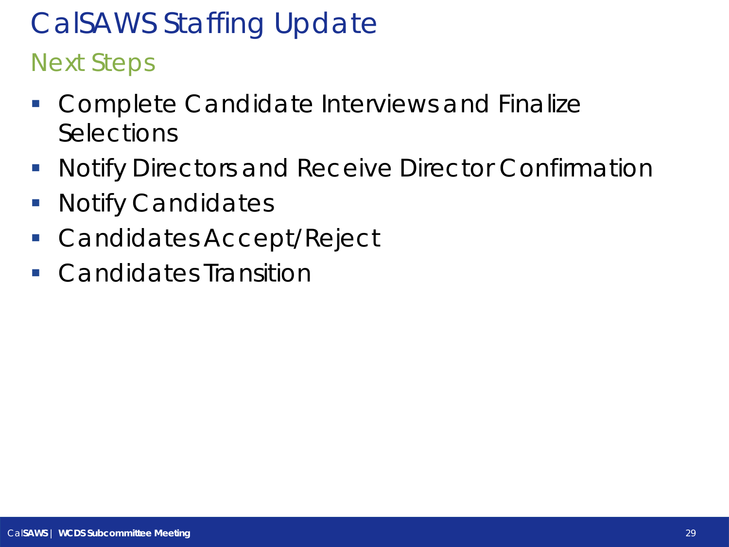# CalSAWS Staffing Update

## Next Steps

- Complete Candidate Interviews and Finalize Selections
- Notify Directors and Receive Director Confirmation
- Notify Candidates
- Candidates Accept/Reject
- Candidates Transition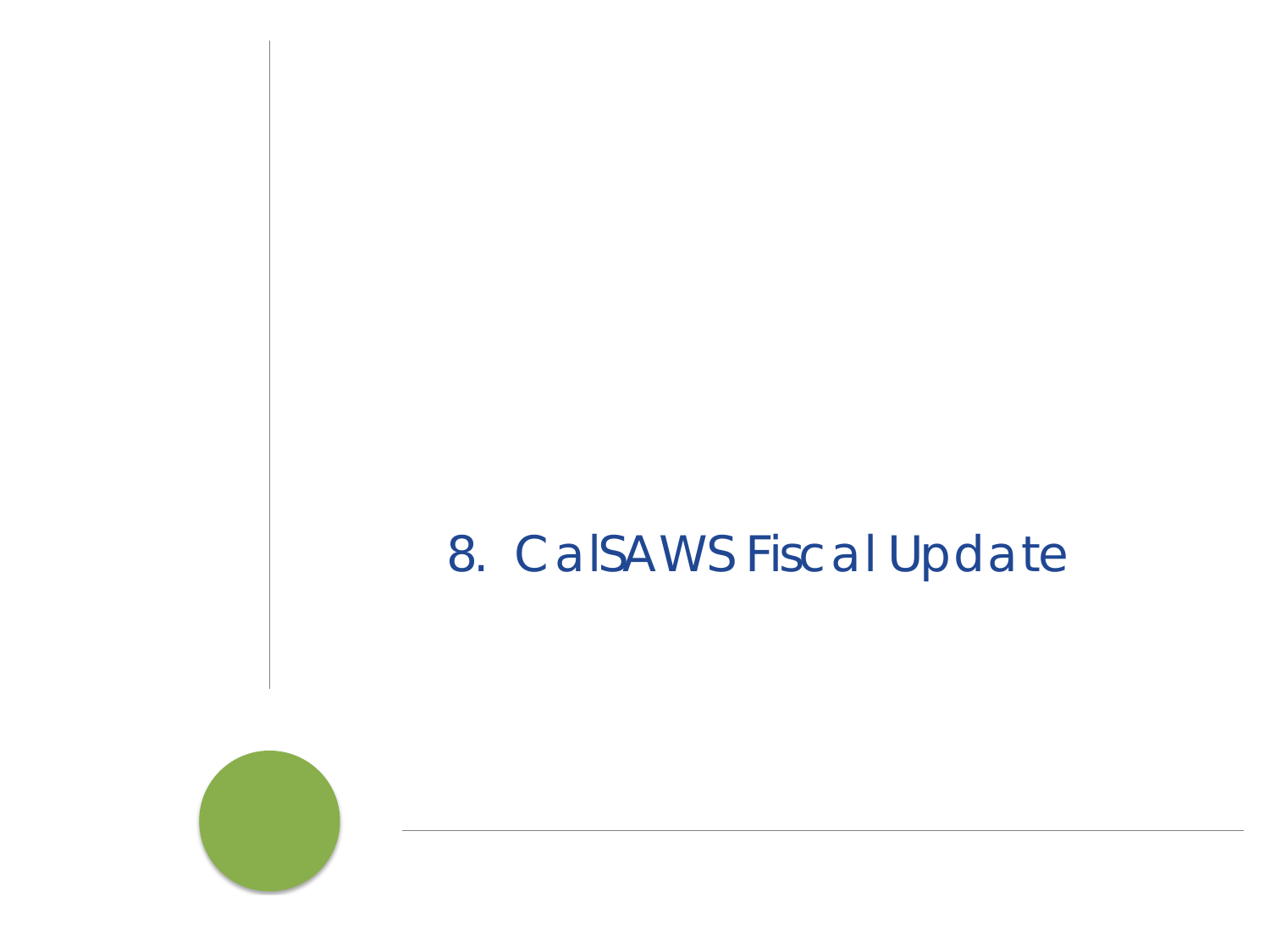# 8. CalSAWS Fiscal Update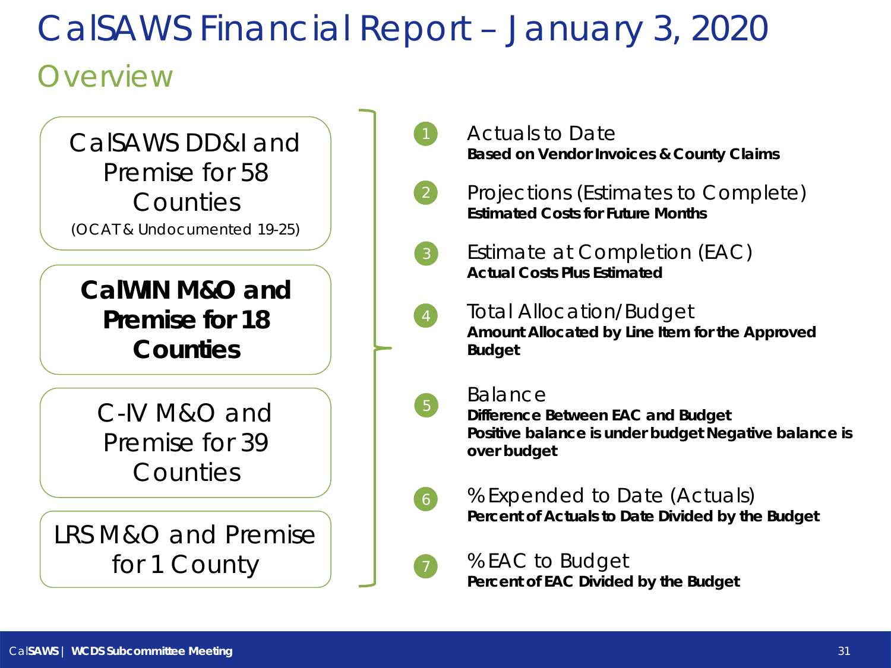# CalSAWS Financial Report – January 3, 2020

## Overview

- CalSAWS DD&I and Premise for 58 Counties (OCAT & Undocumented 19-25)
- **CalWIN M&O and Premise for 18 Counties**
- C-IV M&O and Premise for 39 Counties
- LRS M&O and Premise for 1 County

1. Actuals to Date
   **Based on Vendor Invoices & County Claims**
2. Projections (Estimates to Complete)
   **Estimated Costs for Future Months**
3. Estimate at Completion (EAC)
   **Actual Costs Plus Estimated**
4. Total Allocation/Budget
   **Amount Allocated by Line Item for the Approved Budget**
5. Balance
   **Difference Between EAC and Budget**
   **Positive balance is under budget Negative balance is over budget**
6. % Expended to Date (Actuals)
   **Percent of Actuals to Date Divided by the Budget**
7. % EAC to Budget
   **Percent of EAC Divided by the Budget**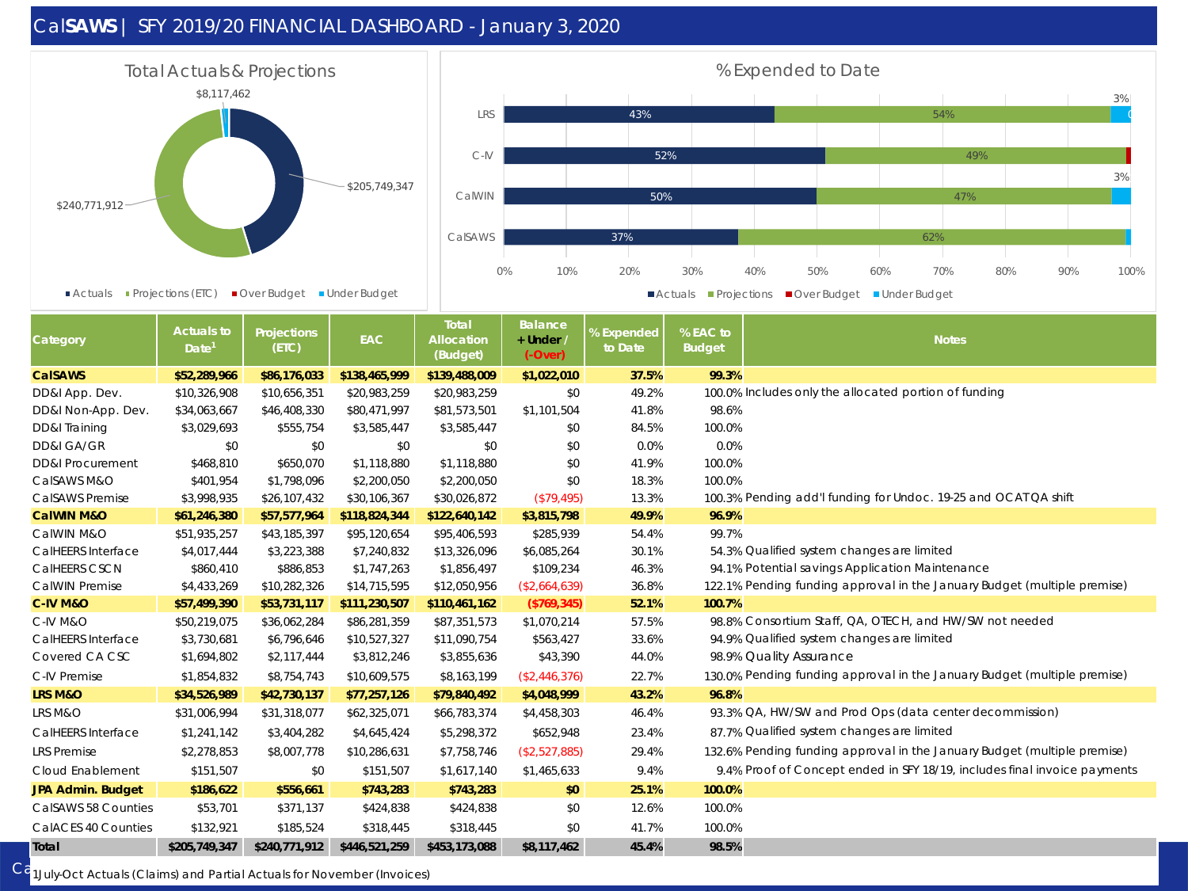# CalSAWS | SFY 2019/20 FINANCIAL DASHBOARD - January 3, 2020

## Total Actuals & Projections

- $205,749,347
- $240,771,912
- $8,117,462

Actuals ▪ Projections (ETC) ▪ Over Budget ▪ Under Budget

## % Expended to Date

| | Actuals | Projections | Over/Under Budget |
|---|---|---|---|
| LRS | 43% | 54% | 3% |
| C-IV | 52% | 49% | |
| CalWIN | 50% | 47% | 3% |
| CalSAWS | 37% | 62% | |

Actuals ▪ Projections ▪ Over Budget ▪ Under Budget

| Category | Actuals to Date[1] | Projections (ETC) | EAC | Total Allocation (Budget) | Balance + Under / (-Over) | % Expended to Date | % EAC to Budget | Notes |
|---|---|---|---|---|---|---|---|---|
| **CalSAWS** | **$52,289,966** | **$86,176,033** | **$138,465,999** | **$139,488,009** | **$1,022,010** | **37.5%** | **99.3%** | |
| DD&I App. Dev. | $10,326,908 | $10,656,351 | $20,983,259 | $20,983,259 | $0 | 49.2% | 100.0% | Includes only the allocated portion of funding |
| DD&I Non-App. Dev. | $34,063,667 | $46,408,330 | $80,471,997 | $81,573,501 | $1,101,504 | 41.8% | 98.6% | |
| DD&I Training | $3,029,693 | $555,754 | $3,585,447 | $3,585,447 | $0 | 84.5% | 100.0% | |
| DD&I GA/GR | $0 | $0 | $0 | $0 | $0 | 0.0% | 0.0% | |
| DD&I Procurement | $468,810 | $650,070 | $1,118,880 | $1,118,880 | $0 | 41.9% | 100.0% | |
| CalSAWS M&O | $401,954 | $1,798,096 | $2,200,050 | $2,200,050 | $0 | 18.3% | 100.0% | |
| CalSAWS Premise | $3,998,935 | $26,107,432 | $30,106,367 | $30,026,872 | ($79,495) | 13.3% | 100.3% | Pending add'l funding for Undoc. 19-25 and OCAT QA shift |
| **CalWIN M&O** | **$61,246,380** | **$57,577,964** | **$118,824,344** | **$122,640,142** | **$3,815,798** | **49.9%** | **96.9%** | |
| CalWIN M&O | $51,935,257 | $43,185,397 | $95,120,654 | $95,406,593 | $285,939 | 54.4% | 99.7% | |
| CalHEERS Interface | $4,017,444 | $3,223,388 | $7,240,832 | $13,326,096 | $6,085,264 | 30.1% | 54.3% | Qualified system changes are limited |
| CalHEERS CSCN | $860,410 | $886,853 | $1,747,263 | $1,856,497 | $109,234 | 46.3% | 94.1% | Potential savings Application Maintenance |
| CalWIN Premise | $4,433,269 | $10,282,326 | $14,715,595 | $12,050,956 | ($2,664,639) | 36.8% | 122.1% | Pending funding approval in the January Budget (multiple premise) |
| **C-IV M&O** | **$57,499,390** | **$53,731,117** | **$111,230,507** | **$110,461,162** | **($769,345)** | **52.1%** | **100.7%** | |
| C-IV M&O | $50,219,075 | $36,062,284 | $86,281,359 | $87,351,573 | $1,070,214 | 57.5% | 98.8% | Consortium Staff, QA, OTECH, and HW/SW not needed |
| CalHEERS Interface | $3,730,681 | $6,796,646 | $10,527,327 | $11,090,754 | $563,427 | 33.6% | 94.9% | Qualified system changes are limited |
| Covered CA CSC | $1,694,802 | $2,117,444 | $3,812,246 | $3,855,636 | $43,390 | 44.0% | 98.9% | Quality Assurance |
| C-IV Premise | $1,854,832 | $8,754,743 | $10,609,575 | $8,163,199 | ($2,446,376) | 22.7% | 130.0% | Pending funding approval in the January Budget (multiple premise) |
| **LRS M&O** | **$34,526,989** | **$42,730,137** | **$77,257,126** | **$79,840,492** | **$4,048,999** | **43.2%** | **96.8%** | |
| LRS M&O | $31,006,994 | $31,318,077 | $62,325,071 | $66,783,374 | $4,458,303 | 46.4% | 93.3% | QA, HW/SW and Prod Ops (data center decommission) |
| CalHEERS Interface | $1,241,142 | $3,404,282 | $4,645,424 | $5,298,372 | $652,948 | 23.4% | 87.7% | Qualified system changes are limited |
| LRS Premise | $2,278,853 | $8,007,778 | $10,286,631 | $7,758,746 | ($2,527,885) | 29.4% | 132.6% | Pending funding approval in the January Budget (multiple premise) |
| Cloud Enablement | $151,507 | $0 | $151,507 | $1,617,140 | $1,465,633 | 9.4% | 9.4% | Proof of Concept ended in SFY 18/19, includes final invoice payments |
| **JPA Admin. Budget** | **$186,622** | **$556,661** | **$743,283** | **$743,283** | **$0** | **25.1%** | **100.0%** | |
| CalSAWS 58 Counties | $53,701 | $371,137 | $424,838 | $424,838 | $0 | 12.6% | 100.0% | |
| CalACES 40 Counties | $132,921 | $185,524 | $318,445 | $318,445 | $0 | 41.7% | 100.0% | |
| **Total** | **$205,749,347** | **$240,771,912** | **$446,521,259** | **$453,173,088** | **$8,117,462** | **45.4%** | **98.5%** | |

[1] July-Oct Actuals (Claims) and Partial Actuals for November (Invoices)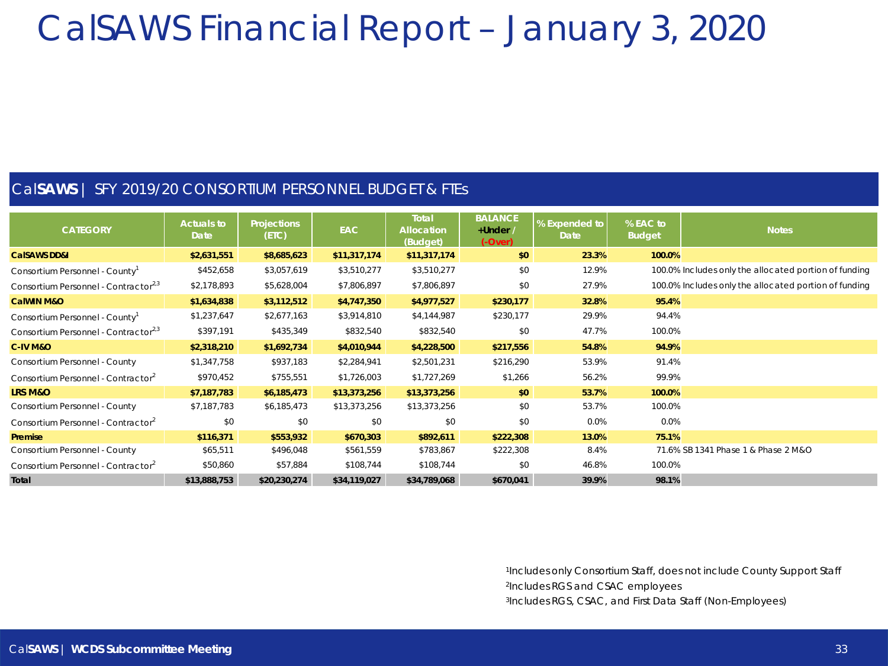# CalSAWS Financial Report – January 3, 2020

## CalSAWS | SFY 2019/20 CONSORTIUM PERSONNEL BUDGET & FTEs

| CATEGORY | Actuals to Date | Projections (ETC) | EAC | Total Allocation (Budget) | BALANCE +Under / (-Over) | % Expended to Date | % EAC to Budget | Notes |
|---|---|---|---|---|---|---|---|---|
| **CalSAWS DD&I** | **$2,631,551** | **$8,685,623** | **$11,317,174** | **$11,317,174** | **$0** | **23.3%** | **100.0%** | |
| Consortium Personnel - County[1] | $452,658 | $3,057,619 | $3,510,277 | $3,510,277 | $0 | 12.9% | 100.0% | Includes only the allocated portion of funding |
| Consortium Personnel - Contractor[2,3] | $2,178,893 | $5,628,004 | $7,806,897 | $7,806,897 | $0 | 27.9% | 100.0% | Includes only the allocated portion of funding |
| **CalWIN M&O** | **$1,634,838** | **$3,112,512** | **$4,747,350** | **$4,977,527** | **$230,177** | **32.8%** | **95.4%** | |
| Consortium Personnel - County[1] | $1,237,647 | $2,677,163 | $3,914,810 | $4,144,987 | $230,177 | 29.9% | 94.4% | |
| Consortium Personnel - Contractor[2,3] | $397,191 | $435,349 | $832,540 | $832,540 | $0 | 47.7% | 100.0% | |
| **C-IV M&O** | **$2,318,210** | **$1,692,734** | **$4,010,944** | **$4,228,500** | **$217,556** | **54.8%** | **94.9%** | |
| Consortium Personnel - County | $1,347,758 | $937,183 | $2,284,941 | $2,501,231 | $216,290 | 53.9% | 91.4% | |
| Consortium Personnel - Contractor[2] | $970,452 | $755,551 | $1,726,003 | $1,727,269 | $1,266 | 56.2% | 99.9% | |
| **LRS M&O** | **$7,187,783** | **$6,185,473** | **$13,373,256** | **$13,373,256** | **$0** | **53.7%** | **100.0%** | |
| Consortium Personnel - County | $7,187,783 | $6,185,473 | $13,373,256 | $13,373,256 | $0 | 53.7% | 100.0% | |
| Consortium Personnel - Contractor[2] | $0 | $0 | $0 | $0 | $0 | 0.0% | 0.0% | |
| **Premise** | **$116,371** | **$553,932** | **$670,303** | **$892,611** | **$222,308** | **13.0%** | **75.1%** | |
| Consortium Personnel - County | $65,511 | $496,048 | $561,559 | $783,867 | $222,308 | 8.4% | 71.6% | SB 1341 Phase 1 & Phase 2 M&O |
| Consortium Personnel - Contractor[2] | $50,860 | $57,884 | $108,744 | $108,744 | $0 | 46.8% | 100.0% | |
| **Total** | **$13,888,753** | **$20,230,274** | **$34,119,027** | **$34,789,068** | **$670,041** | **39.9%** | **98.1%** | |

[1]Includes only Consortium Staff, does not include County Support Staff
[2]Includes RGS and CSAC employees
[3]Includes RGS, CSAC, and First Data Staff (Non-Employees)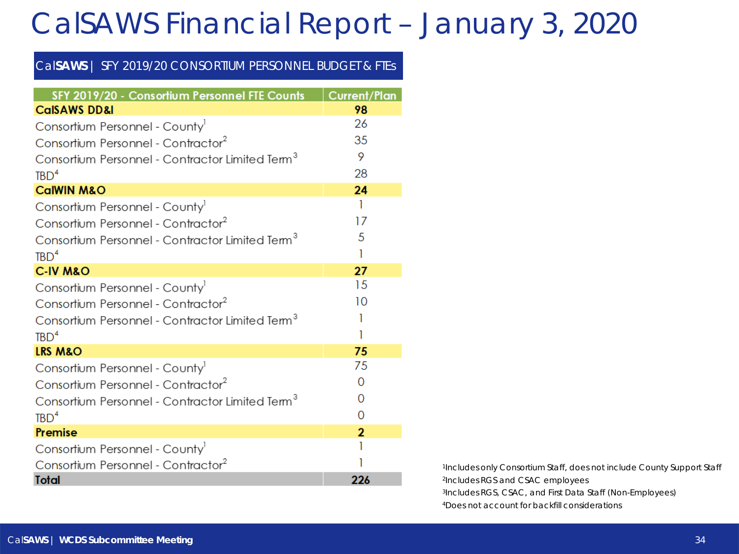# CalSAWS Financial Report – January 3, 2020

## CalSAWS | SFY 2019/20 CONSORTIUM PERSONNEL BUDGET & FTEs

| SFY 2019/20 - Consortium Personnel FTE Counts | Current/Plan |
|---|---|
| **CalSAWS DD&I** | **98** |
| Consortium Personnel - County[1] | 26 |
| Consortium Personnel - Contractor[2] | 35 |
| Consortium Personnel - Contractor Limited Term[3] | 9 |
| TBD[4] | 28 |
| **CalWIN M&O** | **24** |
| Consortium Personnel - County[1] | 1 |
| Consortium Personnel - Contractor[2] | 17 |
| Consortium Personnel - Contractor Limited Term[3] | 5 |
| TBD[4] | 1 |
| **C-IV M&O** | **27** |
| Consortium Personnel - County[1] | 15 |
| Consortium Personnel - Contractor[2] | 10 |
| Consortium Personnel - Contractor Limited Term[3] | 1 |
| TBD[4] | 1 |
| **LRS M&O** | **75** |
| Consortium Personnel - County[1] | 75 |
| Consortium Personnel - Contractor[2] | 0 |
| Consortium Personnel - Contractor Limited Term[3] | 0 |
| TBD[4] | 0 |
| **Premise** | **2** |
| Consortium Personnel - County[1] | 1 |
| Consortium Personnel - Contractor[2] | 1 |
| **Total** | **226** |

[1]Includes only Consortium Staff, does not include County Support Staff
[2]Includes RGS and CSAC employees
[3]Includes RGS, CSAC, and First Data Staff (Non-Employees)
[4]Does not account for backfill considerations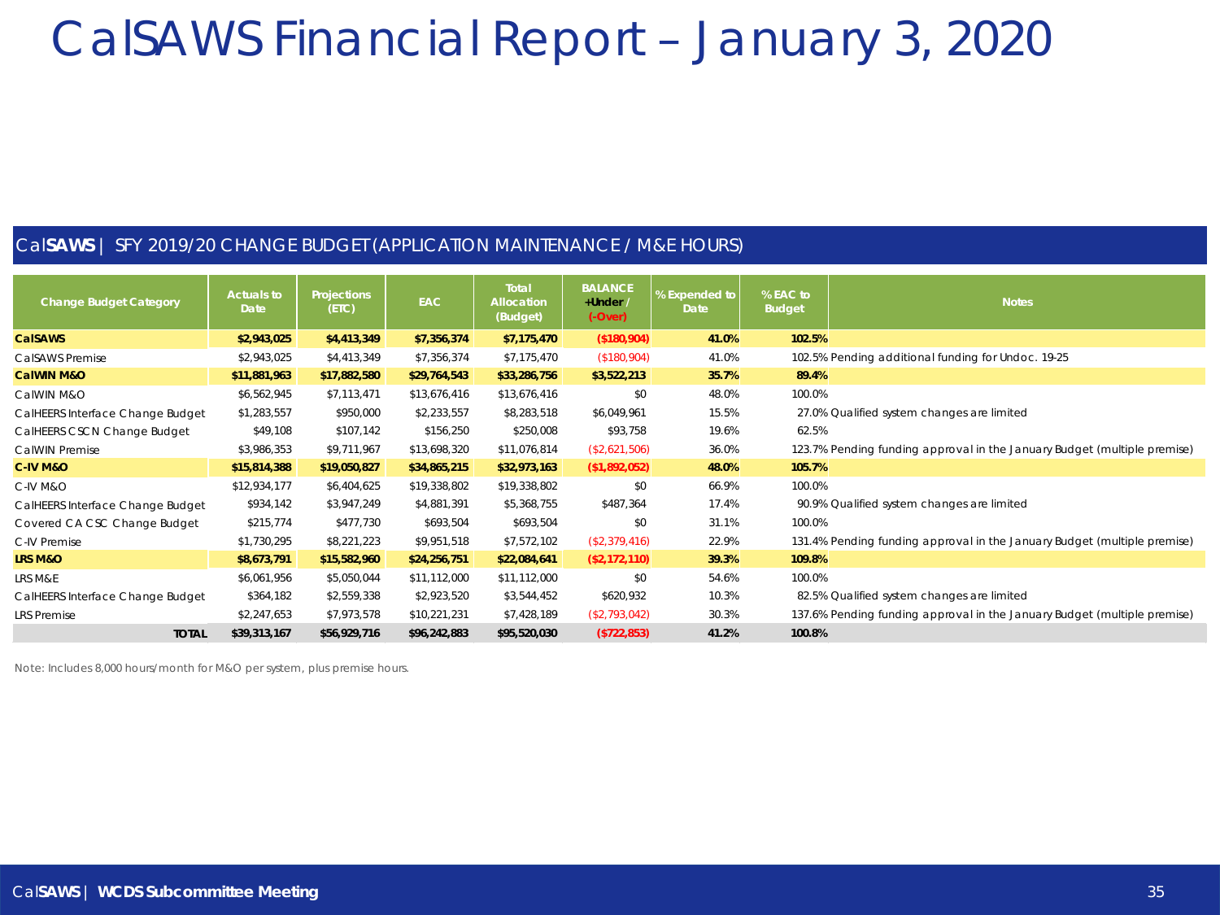# CalSAWS Financial Report – January 3, 2020

## CalSAWS | SFY 2019/20 CHANGE BUDGET (APPLICATION MAINTENANCE / M&E HOURS)

| Change Budget Category | Actuals to Date | Projections (ETC) | EAC | Total Allocation (Budget) | BALANCE +Under / (-Over) | % Expended to Date | % EAC to Budget | Notes |
|---|---|---|---|---|---|---|---|---|
| **CalSAWS** | **$2,943,025** | **$4,413,349** | **$7,356,374** | **$7,175,470** | **($180,904)** | **41.0%** | **102.5%** | |
| CalSAWS Premise | $2,943,025 | $4,413,349 | $7,356,374 | $7,175,470 | ($180,904) | 41.0% | 102.5% | Pending additional funding for Undoc. 19-25 |
| **CalWIN M&O** | **$11,881,963** | **$17,882,580** | **$29,764,543** | **$33,286,756** | **$3,522,213** | **35.7%** | **89.4%** | |
| CalWIN M&O | $6,562,945 | $7,113,471 | $13,676,416 | $13,676,416 | $0 | 48.0% | 100.0% | |
| CalHEERS Interface Change Budget | $1,283,557 | $950,000 | $2,233,557 | $8,283,518 | $6,049,961 | 15.5% | 27.0% | Qualified system changes are limited |
| CalHEERS CSCN Change Budget | $49,108 | $107,142 | $156,250 | $250,008 | $93,758 | 19.6% | 62.5% | |
| CalWIN Premise | $3,986,353 | $9,711,967 | $13,698,320 | $11,076,814 | ($2,621,506) | 36.0% | 123.7% | Pending funding approval in the January Budget (multiple premise) |
| **C-IV M&O** | **$15,814,388** | **$19,050,827** | **$34,865,215** | **$32,973,163** | **($1,892,052)** | **48.0%** | **105.7%** | |
| C-IV M&O | $12,934,177 | $6,404,625 | $19,338,802 | $19,338,802 | $0 | 66.9% | 100.0% | |
| CalHEERS Interface Change Budget | $934,142 | $3,947,249 | $4,881,391 | $5,368,755 | $487,364 | 17.4% | 90.9% | Qualified system changes are limited |
| Covered CA CSC Change Budget | $215,774 | $477,730 | $693,504 | $693,504 | $0 | 31.1% | 100.0% | |
| C-IV Premise | $1,730,295 | $8,221,223 | $9,951,518 | $7,572,102 | ($2,379,416) | 22.9% | 131.4% | Pending funding approval in the January Budget (multiple premise) |
| **LRS M&O** | **$8,673,791** | **$15,582,960** | **$24,256,751** | **$22,084,641** | **($2,172,110)** | **39.3%** | **109.8%** | |
| LRS M&E | $6,061,956 | $5,050,044 | $11,112,000 | $11,112,000 | $0 | 54.6% | 100.0% | |
| CalHEERS Interface Change Budget | $364,182 | $2,559,338 | $2,923,520 | $3,544,452 | $620,932 | 10.3% | 82.5% | Qualified system changes are limited |
| LRS Premise | $2,247,653 | $7,973,578 | $10,221,231 | $7,428,189 | ($2,793,042) | 30.3% | 137.6% | Pending funding approval in the January Budget (multiple premise) |
| **TOTAL** | **$39,313,167** | **$56,929,716** | **$96,242,883** | **$95,520,030** | **($722,853)** | **41.2%** | **100.8%** | |

Note: Includes 8,000 hours/month for M&O per system, plus premise hours.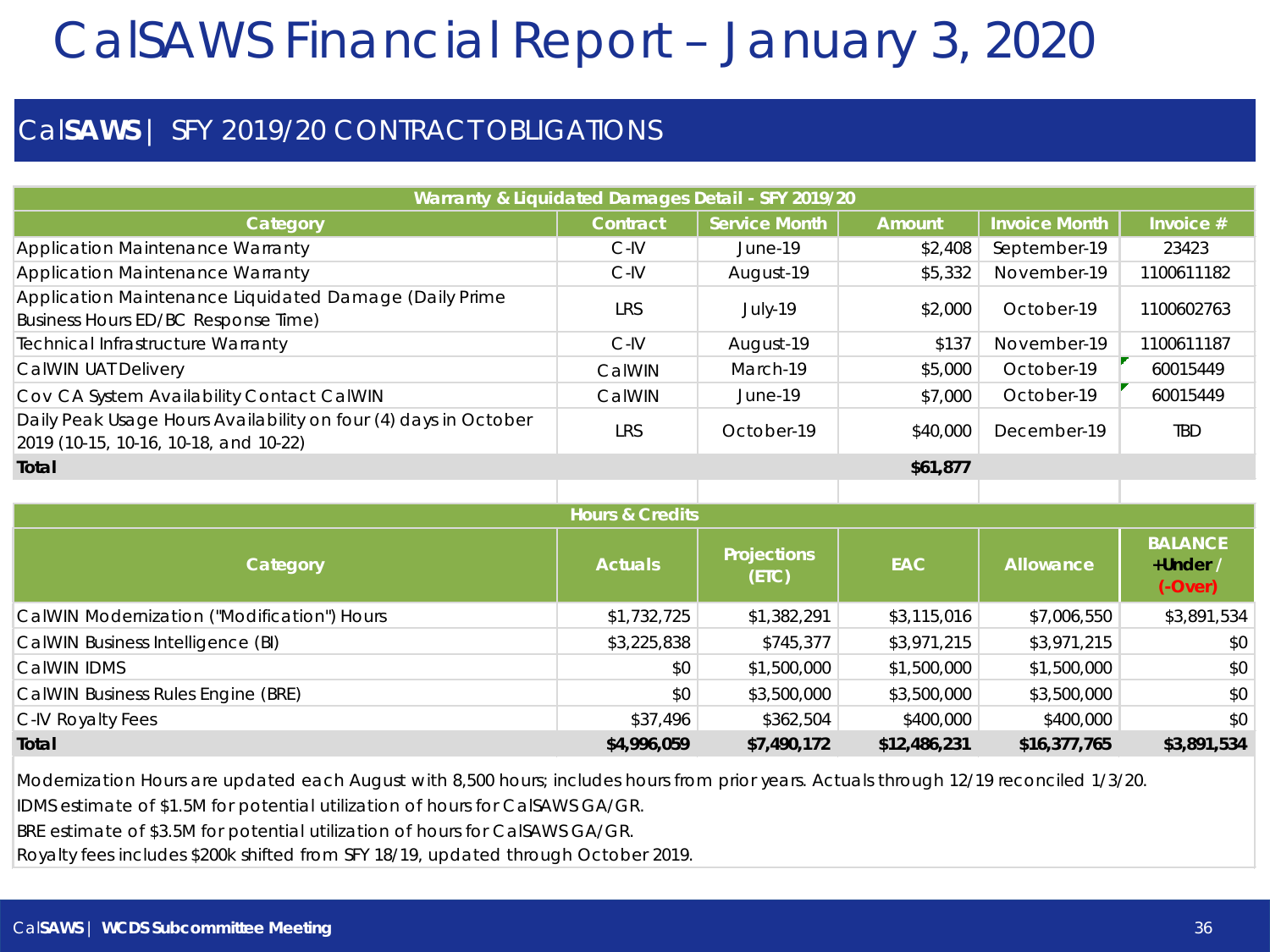# CalSAWS Financial Report – January 3, 2020

## CalSAWS | SFY 2019/20 CONTRACT OBLIGATIONS

| Warranty & Liquidated Damages Detail - SFY 2019/20 | | | | | |
|---|---|---|---|---|---|
| **Category** | **Contract** | **Service Month** | **Amount** | **Invoice Month** | **Invoice #** |
| Application Maintenance Warranty | C-IV | June-19 | $2,408 | September-19 | 23423 |
| Application Maintenance Warranty | C-IV | August-19 | $5,332 | November-19 | 1100611182 |
| Application Maintenance Liquidated Damage (Daily Prime Business Hours ED/BC Response Time) | LRS | July-19 | $2,000 | October-19 | 1100602763 |
| Technical Infrastructure Warranty | C-IV | August-19 | $137 | November-19 | 1100611187 |
| CalWIN UAT Delivery | CalWIN | March-19 | $5,000 | October-19 | 60015449 |
| Cov CA System Availability Contact CalWIN | CalWIN | June-19 | $7,000 | October-19 | 60015449 |
| Daily Peak Usage Hours Availability on four (4) days in October 2019 (10-15, 10-16, 10-18, and 10-22) | LRS | October-19 | $40,000 | December-19 | TBD |
| **Total** | | | **$61,877** | | |

| Hours & Credits | | | | | |
|---|---|---|---|---|---|
| **Category** | **Actuals** | **Projections (ETC)** | **EAC** | **Allowance** | **BALANCE +Under / (-Over)** |
| CalWIN Modernization ("Modification") Hours | $1,732,725 | $1,382,291 | $3,115,016 | $7,006,550 | $3,891,534 |
| CalWIN Business Intelligence (BI) | $3,225,838 | $745,377 | $3,971,215 | $3,971,215 | $0 |
| CalWIN IDMS | $0 | $1,500,000 | $1,500,000 | $1,500,000 | $0 |
| CalWIN Business Rules Engine (BRE) | $0 | $3,500,000 | $3,500,000 | $3,500,000 | $0 |
| C-IV Royalty Fees | $37,496 | $362,504 | $400,000 | $400,000 | $0 |
| **Total** | **$4,996,059** | **$7,490,172** | **$12,486,231** | **$16,377,765** | **$3,891,534** |

Modernization Hours are updated each August with 8,500 hours; includes hours from prior years. Actuals through 12/19 reconciled 1/3/20.

IDMS estimate of $1.5M for potential utilization of hours for CalSAWS GA/GR.

BRE estimate of $3.5M for potential utilization of hours for CalSAWS GA/GR.

Royalty fees includes $200k shifted from SFY 18/19, updated through October 2019.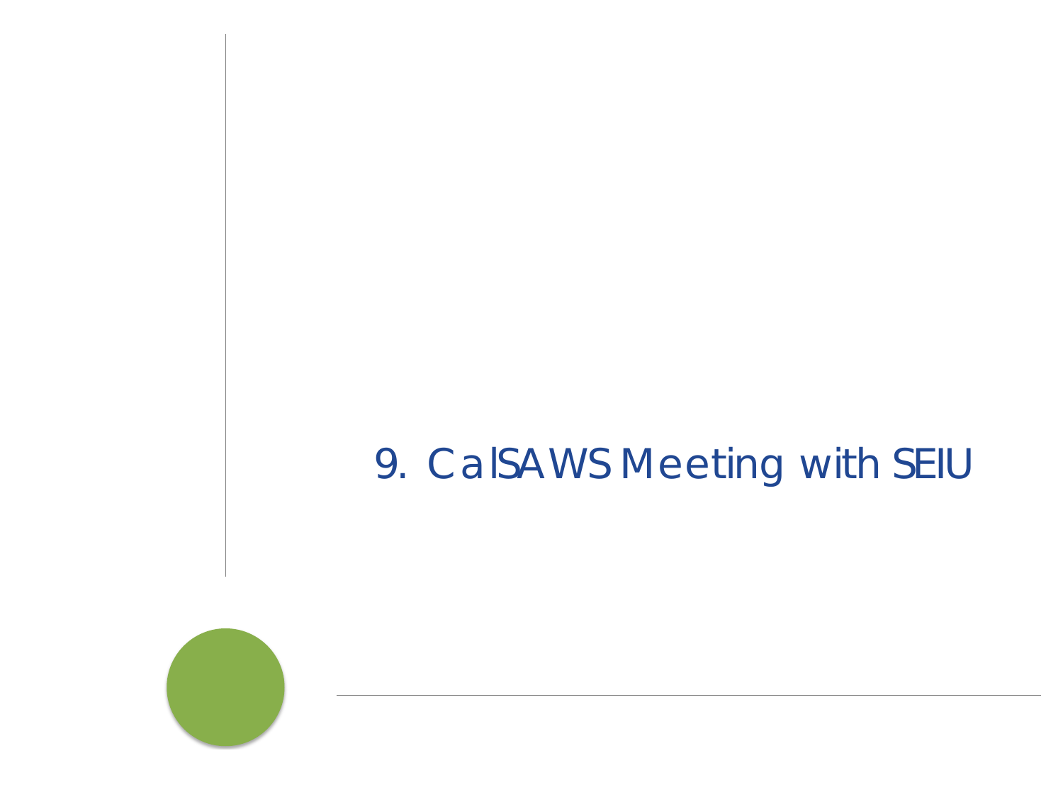# 9. CalSAWS Meeting with SEIU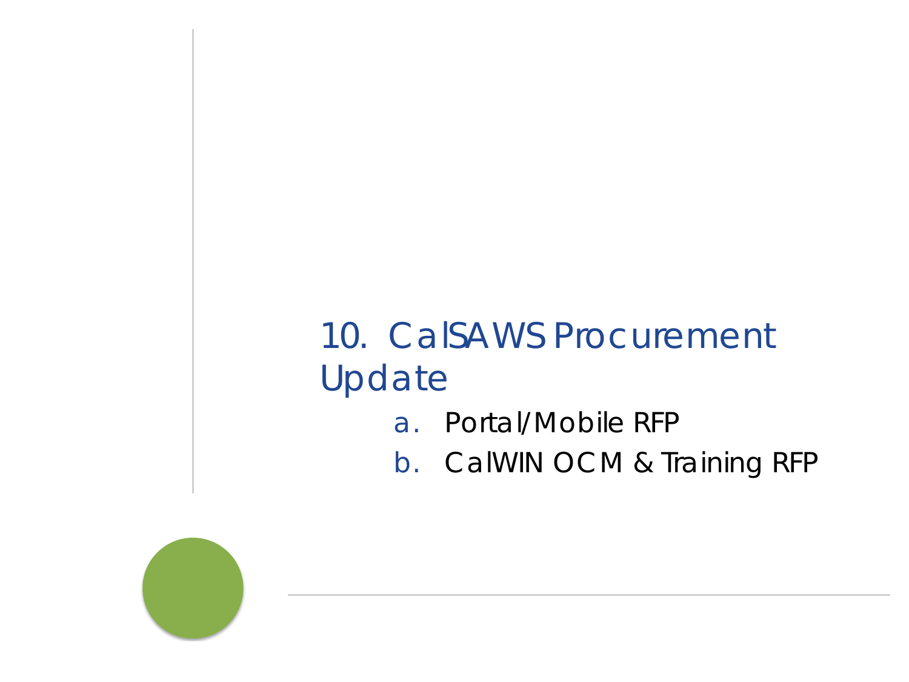# 10. CalSAWS Procurement Update

a. Portal/Mobile RFP

b. CalWIN OCM & Training RFP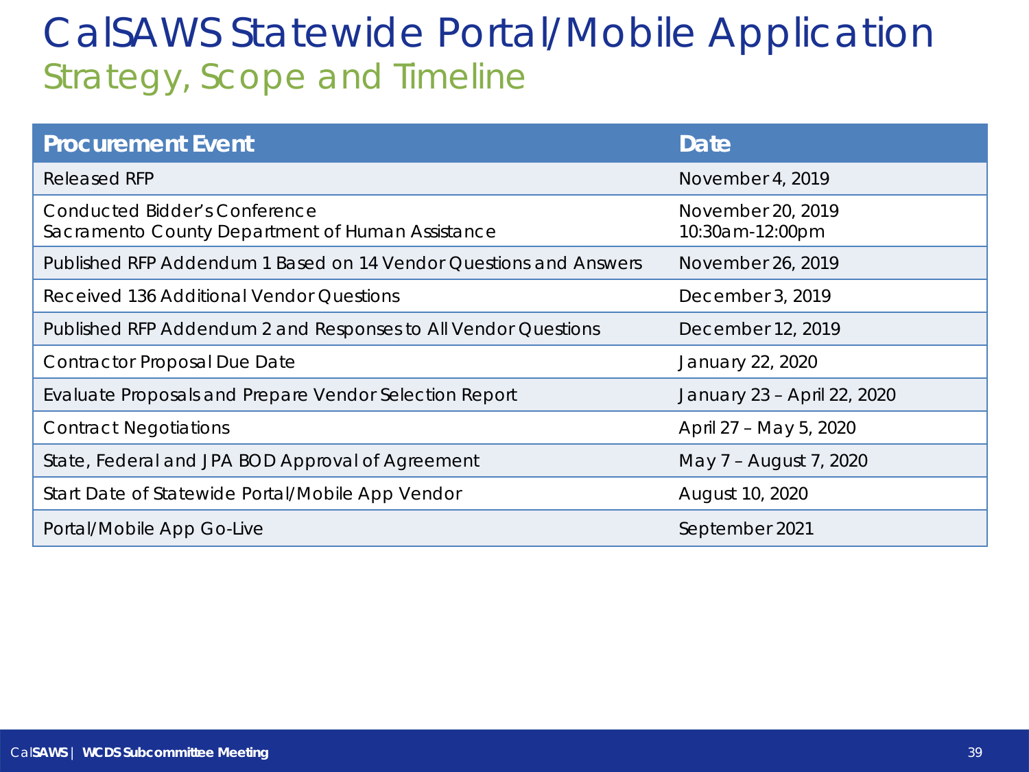# CalSAWS Statewide Portal/Mobile Application

## Strategy, Scope and Timeline

| Procurement Event | Date |
|---|---|
| Released RFP | November 4, 2019 |
| Conducted Bidder's Conference<br>Sacramento County Department of Human Assistance | November 20, 2019<br>10:30am-12:00pm |
| Published RFP Addendum 1 Based on 14 Vendor Questions and Answers | November 26, 2019 |
| Received 136 Additional Vendor Questions | December 3, 2019 |
| Published RFP Addendum 2 and Responses to All Vendor Questions | December 12, 2019 |
| Contractor Proposal Due Date | January 22, 2020 |
| Evaluate Proposals and Prepare Vendor Selection Report | January 23 – April 22, 2020 |
| Contract Negotiations | April 27 – May 5, 2020 |
| State, Federal and JPA BOD Approval of Agreement | May 7 – August 7, 2020 |
| Start Date of Statewide Portal/Mobile App Vendor | August 10, 2020 |
| Portal/Mobile App Go-Live | September 2021 |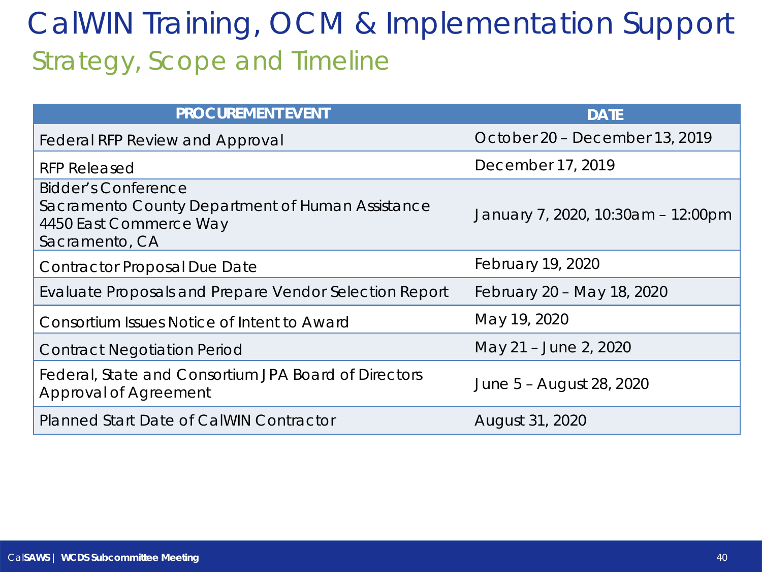# CalWIN Training, OCM & Implementation Support

## Strategy, Scope and Timeline

| PROCUREMENT EVENT | DATE |
| --- | --- |
| Federal RFP Review and Approval | October 20 – December 13, 2019 |
| RFP Released | December 17, 2019 |
| Bidder's Conference<br>Sacramento County Department of Human Assistance<br>4450 East Commerce Way<br>Sacramento, CA | January 7, 2020, 10:30am – 12:00pm |
| Contractor Proposal Due Date | February 19, 2020 |
| Evaluate Proposals and Prepare Vendor Selection Report | February 20 – May 18, 2020 |
| Consortium Issues Notice of Intent to Award | May 19, 2020 |
| Contract Negotiation Period | May 21 – June 2, 2020 |
| Federal, State and Consortium JPA Board of Directors Approval of Agreement | June 5 – August 28, 2020 |
| Planned Start Date of CalWIN Contractor | August 31, 2020 |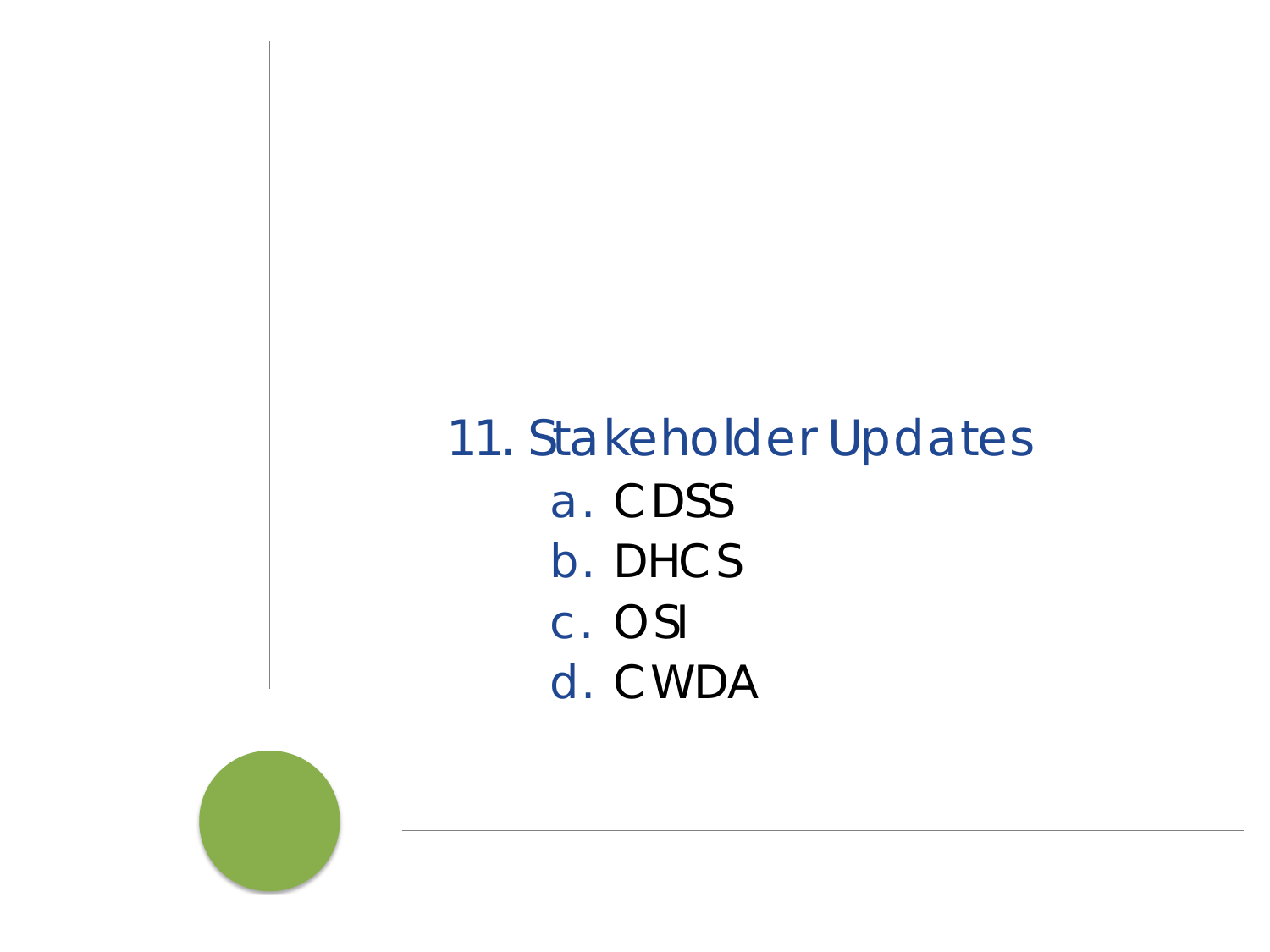# 11. Stakeholder Updates

a. CDSS
b. DHCS
c. OSI
d. CWDA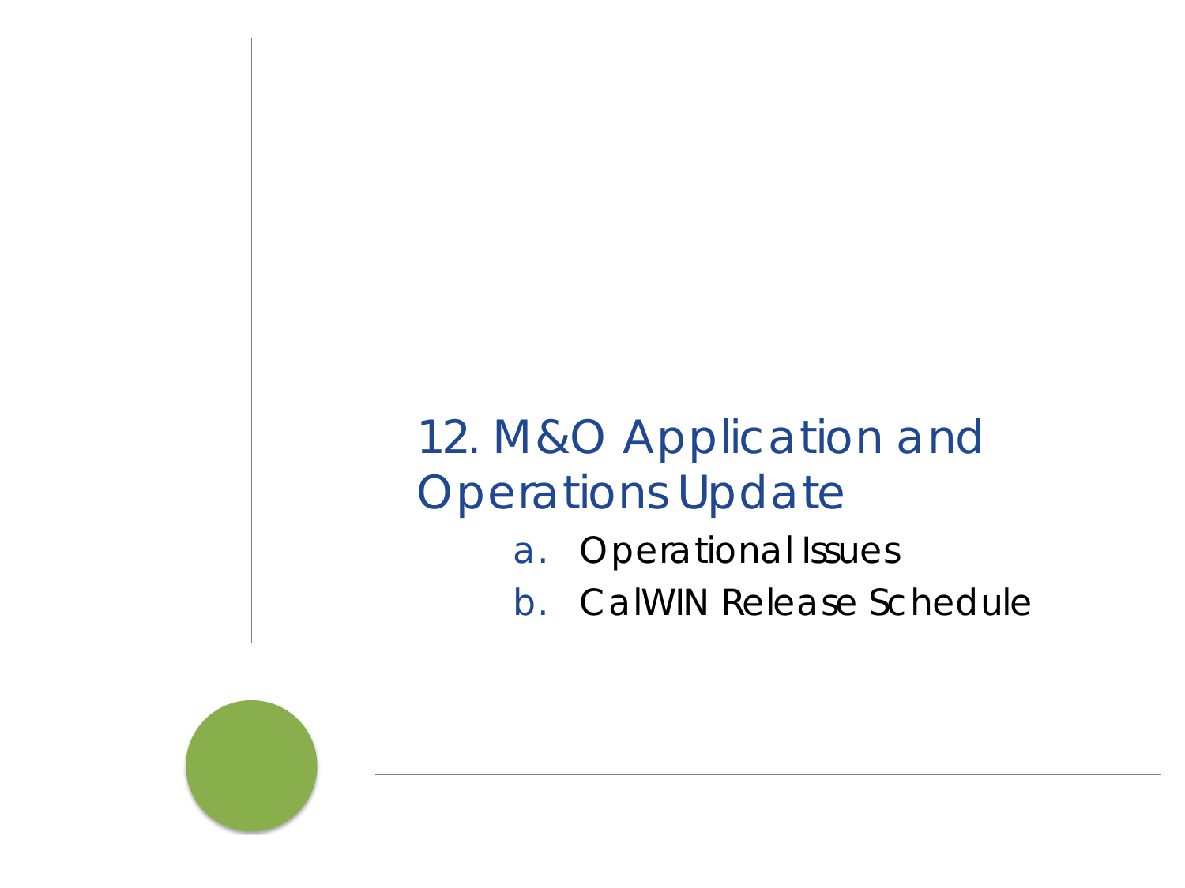# 12. M&O Application and Operations Update

a. Operational Issues
b. CalWIN Release Schedule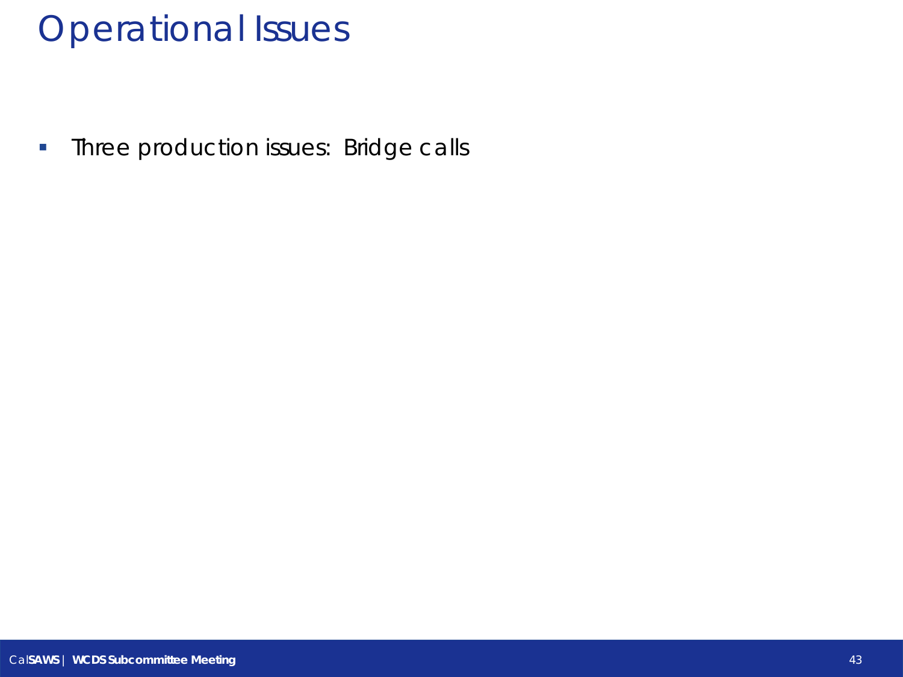# Operational Issues

- Three production issues: Bridge calls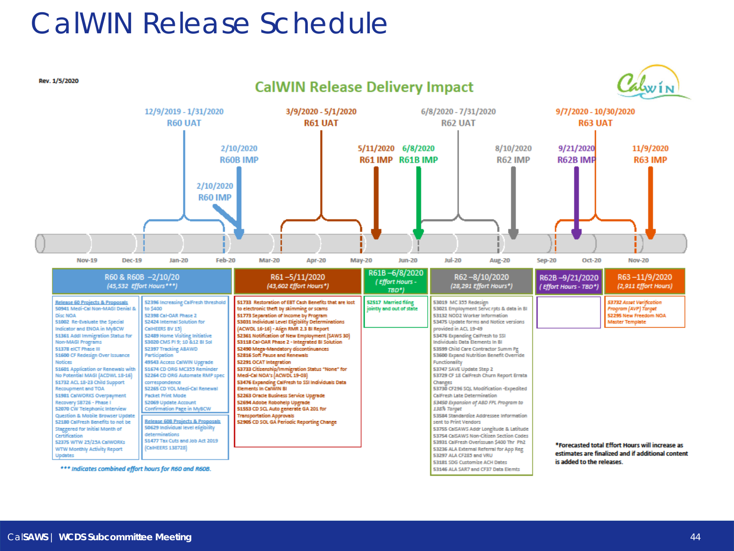# CalWIN Release Schedule

Rev. 1/5/2020

## CalWIN Release Delivery Impact

- 12/9/2019 - 1/31/2020 R60 UAT
- 2/10/2020 R60B IMP
- 2/10/2020 R60 IMP
- 3/9/2020 - 5/1/2020 R61 UAT
- 5/11/2020 R61 IMP
- 6/8/2020 R61B IMP
- 6/8/2020 - 7/31/2020 R62 UAT
- 8/10/2020 R62 IMP
- 9/7/2020 - 10/30/2020 R63 UAT
- 9/21/2020 R62B IMP
- 11/9/2020 R63 IMP

Nov-19 | Dec-19 | Jan-20 | Feb-20 | Mar-20 | Apr-20 | May-20 | Jun-20 | Jul-20 | Aug-20 | Sep-20 | Oct-20 | Nov-20

### R60 & R60B – 2/10/20 (45,532 Effort Hours***)

Release 60 Projects & Proposals
- 50941 Medi-Cal Non-MAGI Denial & Disc NOA
- 51002 Re-Evaluate the Special Indicator and ENOA in MyBCW
- 51361 Addl Immigration Status for Non-MAGI Programs
- 51378 eICT Phase III
- 51600 CF Redesign Over Issuance Notices
- 51601 Application or Renewals with No Potential MAGI (ACWDL 18-16)
- 51732 ACL 18-23 Child Support Recoupment and TOA
- 51981 CalWORKS Overpayment Recovery SB726 - Phase I
- 52070 CW Telephonic Interview Question & Mobile Browser Update
- 52180 CalFresh Benefits to not be Staggered for Initial Month of Certification
- 52375 WTW 25/25A CalWORKs WTW Monthly Activity Report Updates
- 52396 Increasing CalFresh threshold to $400
- 52398 Cal-OAR Phase 2
- 52424 Internal Solution for CalHEERS BV 15
- 52489 Home Visiting Initiative
- 53020 CMS PI 9; 10 &12 BI Sol
- 52397 Tracking ABAWD Participation
- 49543 Access CalWIN Upgrade
- 51674 CD ORG MC355 Reminder
- 52264 CD ORG Automate RMP spec correspondence
- 52265 CD YOL Medi-Cal Renewal Packet Print Mode
- 52069 Update Account Confirmation Page in MyBCW

Release 60B Projects & Proposals
- 50629 Individual level eligibility determinations
- 51477 Tax Cuts and Job Act 2019 (CalHEERS 138728)

*** Indicates combined effort hours for R60 and R60B.

### R61 – 5/11/2020 (43,602 Effort Hours*)

- 51733 Restoration of EBT Cash Benefits that are lost to electronic theft by skimming or scams
- 51773 Separation of Income by Program
- 53031 Individual Level Eligibility Determinations (ACWDL 16-16) - Align RMR 2.3 BI Report
- 52361 Notification of New Employment (SAWS 30)
- 53118 Cal-OAR Phase 2 - Integrated BI Solution
- 52490 Mega-Mandatory discontinuances
- 52816 Soft Pause and Renewals
- 52291 OCAT Integration
- 53733 Citizenship/Immigration Status "None" for Medi-Cal NOA's (ACWDL 19-03)
- 53476 Expanding CalFresh to SSI Individuals Data Elements in CalWIN BI
- 52263 Oracle Business Service Upgrade
- 52694 Adobe Robohelp Upgrade
- 51553 CD SCL Auto generate GA 201 for Transportation Approvals
- 52905 CD SOL GA Periodic Reporting Change

### R61B – 6/8/2020 (Effort Hours - TBD*)

- 52517 Married filing jointly and out of state

### R62 – 8/10/2020 (28,291 Effort Hours*)

- 53019 MC 355 Redesign
- 53021 Employment Servc rpts & data in BI
- 53132 NOD2 Worker Information
- 53475 Update forms and Notice versions provided in ACL 19-49
- 53476 Expanding CalFresh to SSI Individuals Data Elements in BI
- 53599 Child Care Contractor Summ Pg
- 53600 Expand Nutrition Benefit Override Functionality
- 53747 SAVE Update Step 2
- 53729 CF 18 CalFresh Churn Report Errata Changes
- 53730 CF296 SQL Modification -Expedited CalFresh Late Determination
- *53450 Expansion of ABD FPL Program to 138% Target*
- 53584 Standardize Addressee Information sent to Print Vendors
- 53755 CalSAWS Addr Longitude & Latitude
- 53754 CalSAWS Non-Citizen Section Codes
- 53931 CalFresh Overissuan $400 Thr Ph2
- 53236 ALA External Referral for App Reg
- 53297 ALA CF285 and VRU
- 53181 SDG Customize ACH Dates
- 53146 ALA SAR7 and CF37 Data Elemts

### R62B – 9/21/2020 (Effort Hours - TBD*)

### R63 – 11/9/2020 (2,911 Effort Hours)

- *53732 Asset Verification Program (AVP) Target*
- 52295 New Freedom NOA Master Template

*Forecasted total Effort Hours will increase as estimates are finalized and if additional content is added to the releases.

CalSAWS | WCDS Subcommittee Meeting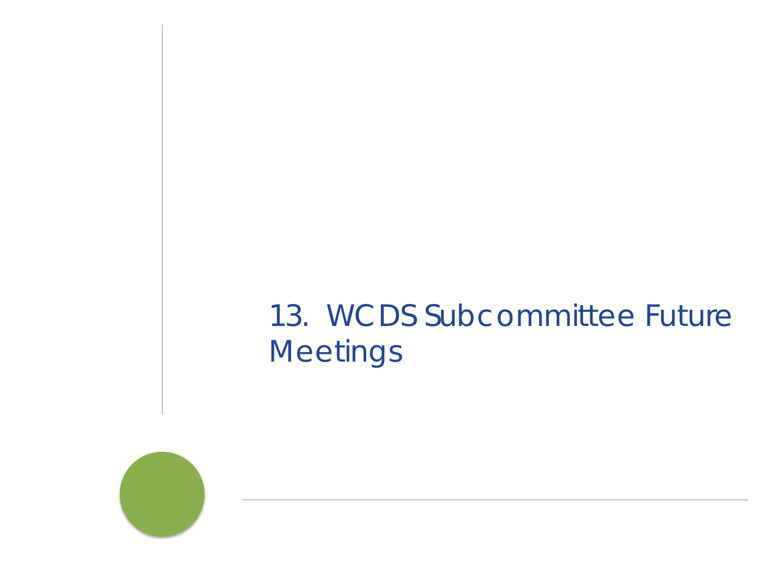# 13. WCDS Subcommittee Future Meetings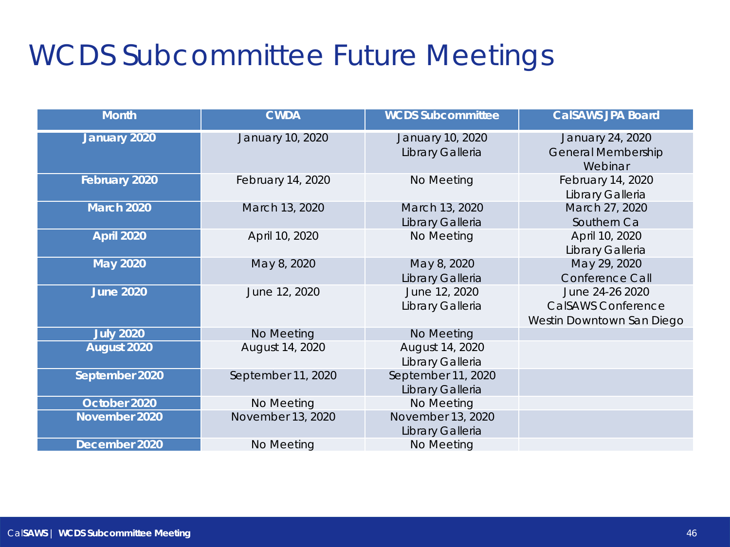# WCDS Subcommittee Future Meetings

| Month | CWDA | WCDS Subcommittee | CalSAWS JPA Board |
|---|---|---|---|
| January 2020 | January 10, 2020 | January 10, 2020<br>Library Galleria | January 24, 2020<br>General Membership<br>Webinar |
| February 2020 | February 14, 2020 | No Meeting | February 14, 2020<br>Library Galleria |
| March 2020 | March 13, 2020 | March 13, 2020<br>Library Galleria | March 27, 2020<br>Southern Ca |
| April 2020 | April 10, 2020 | No Meeting | April 10, 2020<br>Library Galleria |
| May 2020 | May 8, 2020 | May 8, 2020<br>Library Galleria | May 29, 2020<br>Conference Call |
| June 2020 | June 12, 2020 | June 12, 2020<br>Library Galleria | June 24-26 2020<br>CalSAWS Conference<br>Westin Downtown San Diego |
| July 2020 | No Meeting | No Meeting | |
| August 2020 | August 14, 2020 | August 14, 2020<br>Library Galleria | |
| September 2020 | September 11, 2020 | September 11, 2020<br>Library Galleria | |
| October 2020 | No Meeting | No Meeting | |
| November 2020 | November 13, 2020 | November 13, 2020<br>Library Galleria | |
| December 2020 | No Meeting | No Meeting | |